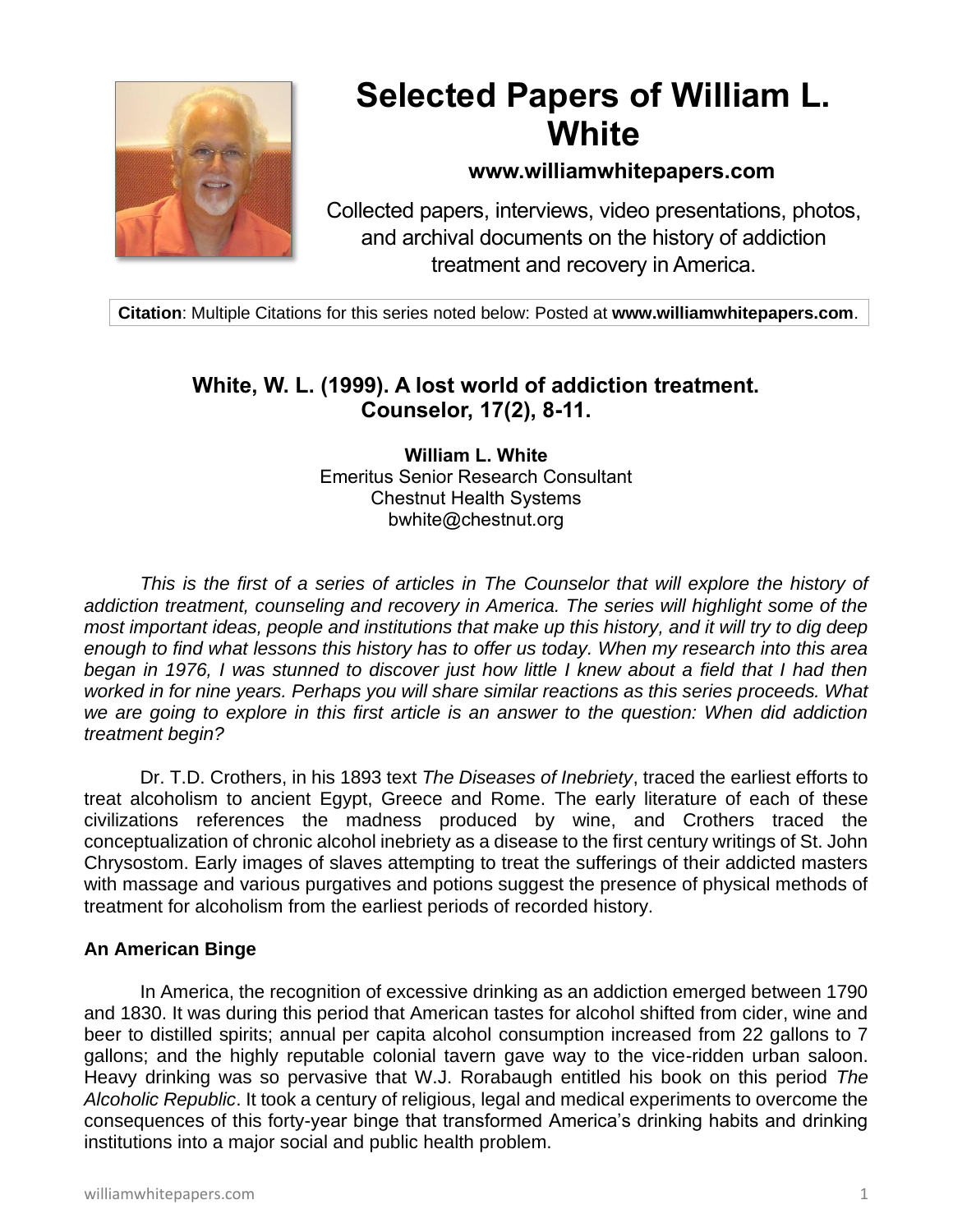# Selected Papers of William L. White

**www.williamwhitepapers.com**

Collected papers, interviews, video presentations, photos, and archival documents on the history of addiction treatment and recovery in America.

**Citation**: Multiple Citations for this series noted below: Posted at **www.williamwhitepapers.com**.

## White, W. L. (1999). A lost world of addiction treatment. Counselor, 17(2), 8-11.

**William L. White**
Emeritus Senior Research Consultant
Chestnut Health Systems
bwhite@chestnut.org

*This is the first of a series of articles in The Counselor that will explore the history of addiction treatment, counseling and recovery in America. The series will highlight some of the most important ideas, people and institutions that make up this history, and it will try to dig deep enough to find what lessons this history has to offer us today. When my research into this area began in 1976, I was stunned to discover just how little I knew about a field that I had then worked in for nine years. Perhaps you will share similar reactions as this series proceeds. What we are going to explore in this first article is an answer to the question: When did addiction treatment begin?*

Dr. T.D. Crothers, in his 1893 text *The Diseases of Inebriety*, traced the earliest efforts to treat alcoholism to ancient Egypt, Greece and Rome. The early literature of each of these civilizations references the madness produced by wine, and Crothers traced the conceptualization of chronic alcohol inebriety as a disease to the first century writings of St. John Chrysostom. Early images of slaves attempting to treat the sufferings of their addicted masters with massage and various purgatives and potions suggest the presence of physical methods of treatment for alcoholism from the earliest periods of recorded history.

### An American Binge

In America, the recognition of excessive drinking as an addiction emerged between 1790 and 1830. It was during this period that American tastes for alcohol shifted from cider, wine and beer to distilled spirits; annual per capita alcohol consumption increased from 22 gallons to 7 gallons; and the highly reputable colonial tavern gave way to the vice-ridden urban saloon. Heavy drinking was so pervasive that W.J. Rorabaugh entitled his book on this period *The Alcoholic Republic*. It took a century of religious, legal and medical experiments to overcome the consequences of this forty-year binge that transformed America's drinking habits and drinking institutions into a major social and public health problem.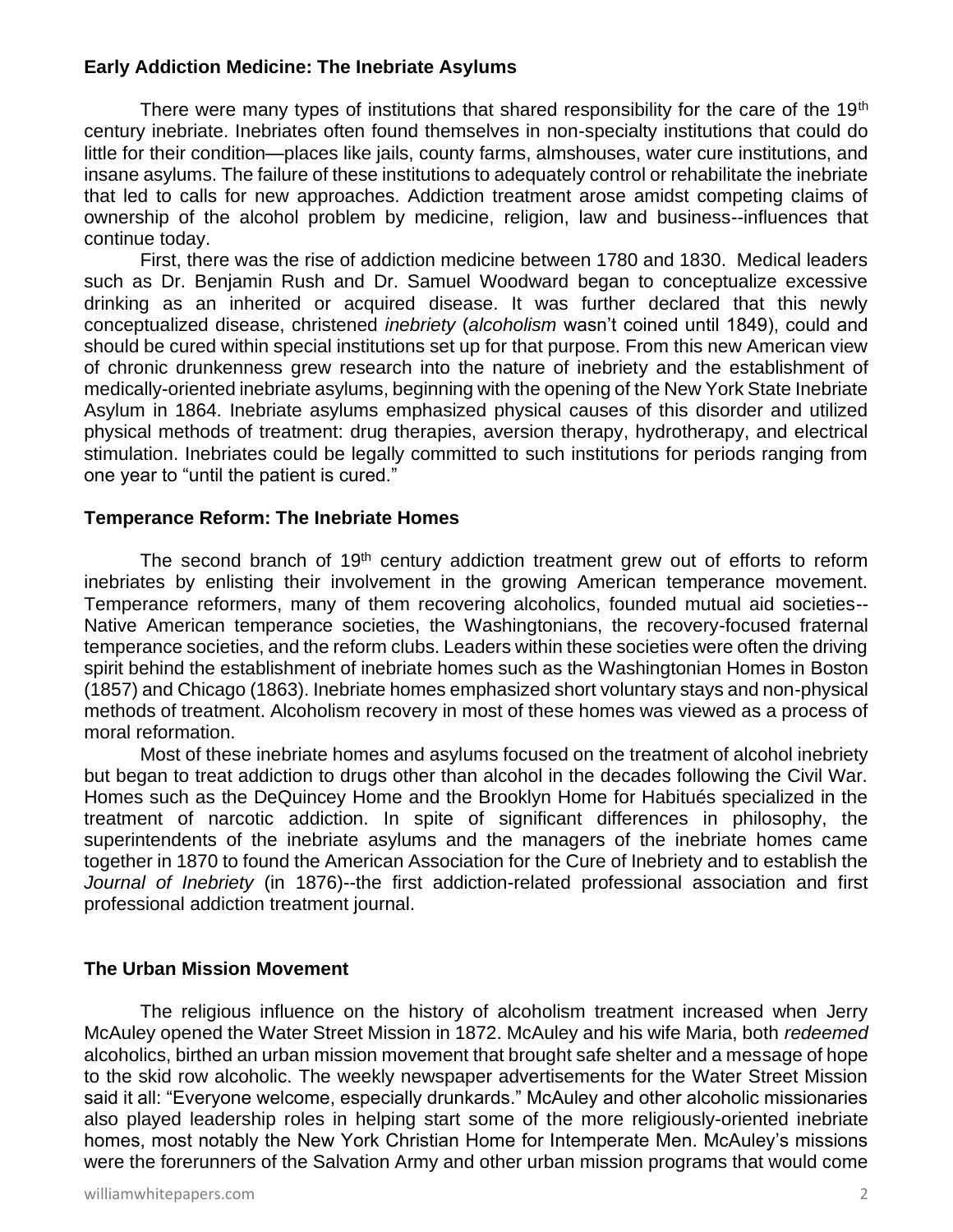**Early Addiction Medicine: The Inebriate Asylums**

There were many types of institutions that shared responsibility for the care of the 19th century inebriate. Inebriates often found themselves in non-specialty institutions that could do little for their condition—places like jails, county farms, almshouses, water cure institutions, and insane asylums. The failure of these institutions to adequately control or rehabilitate the inebriate that led to calls for new approaches. Addiction treatment arose amidst competing claims of ownership of the alcohol problem by medicine, religion, law and business--influences that continue today.

First, there was the rise of addiction medicine between 1780 and 1830. Medical leaders such as Dr. Benjamin Rush and Dr. Samuel Woodward began to conceptualize excessive drinking as an inherited or acquired disease. It was further declared that this newly conceptualized disease, christened *inebriety* (*alcoholism* wasn't coined until 1849), could and should be cured within special institutions set up for that purpose. From this new American view of chronic drunkenness grew research into the nature of inebriety and the establishment of medically-oriented inebriate asylums, beginning with the opening of the New York State Inebriate Asylum in 1864. Inebriate asylums emphasized physical causes of this disorder and utilized physical methods of treatment: drug therapies, aversion therapy, hydrotherapy, and electrical stimulation. Inebriates could be legally committed to such institutions for periods ranging from one year to "until the patient is cured."

**Temperance Reform: The Inebriate Homes**

The second branch of 19th century addiction treatment grew out of efforts to reform inebriates by enlisting their involvement in the growing American temperance movement. Temperance reformers, many of them recovering alcoholics, founded mutual aid societies--Native American temperance societies, the Washingtonians, the recovery-focused fraternal temperance societies, and the reform clubs. Leaders within these societies were often the driving spirit behind the establishment of inebriate homes such as the Washingtonian Homes in Boston (1857) and Chicago (1863). Inebriate homes emphasized short voluntary stays and non-physical methods of treatment. Alcoholism recovery in most of these homes was viewed as a process of moral reformation.

Most of these inebriate homes and asylums focused on the treatment of alcohol inebriety but began to treat addiction to drugs other than alcohol in the decades following the Civil War. Homes such as the DeQuincey Home and the Brooklyn Home for Habitués specialized in the treatment of narcotic addiction. In spite of significant differences in philosophy, the superintendents of the inebriate asylums and the managers of the inebriate homes came together in 1870 to found the American Association for the Cure of Inebriety and to establish the *Journal of Inebriety* (in 1876)--the first addiction-related professional association and first professional addiction treatment journal.

**The Urban Mission Movement**

The religious influence on the history of alcoholism treatment increased when Jerry McAuley opened the Water Street Mission in 1872. McAuley and his wife Maria, both *redeemed* alcoholics, birthed an urban mission movement that brought safe shelter and a message of hope to the skid row alcoholic. The weekly newspaper advertisements for the Water Street Mission said it all: "Everyone welcome, especially drunkards." McAuley and other alcoholic missionaries also played leadership roles in helping start some of the more religiously-oriented inebriate homes, most notably the New York Christian Home for Intemperate Men. McAuley's missions were the forerunners of the Salvation Army and other urban mission programs that would come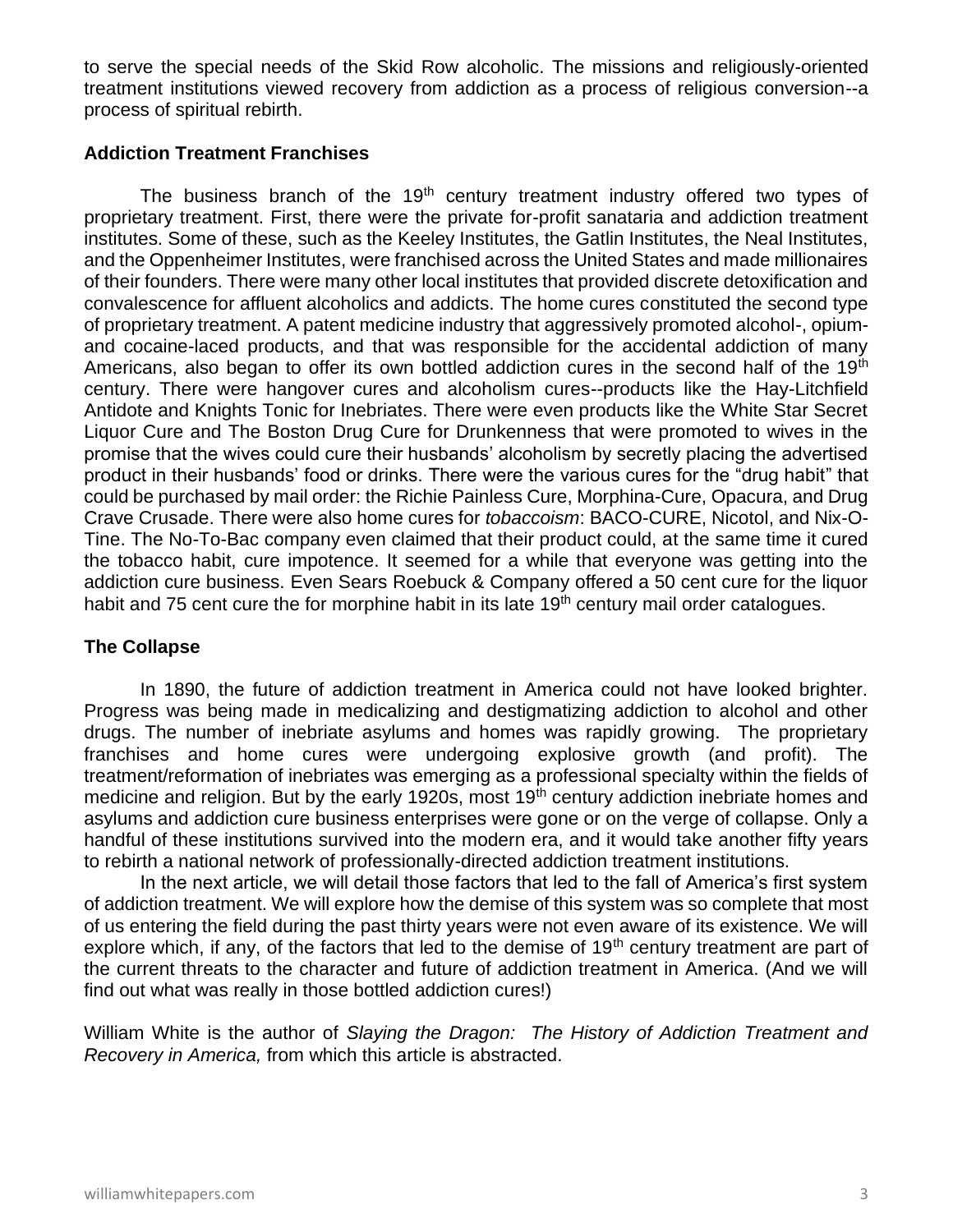to serve the special needs of the Skid Row alcoholic. The missions and religiously-oriented treatment institutions viewed recovery from addiction as a process of religious conversion--a process of spiritual rebirth.

### Addiction Treatment Franchises

The business branch of the 19th century treatment industry offered two types of proprietary treatment. First, there were the private for-profit sanataria and addiction treatment institutes. Some of these, such as the Keeley Institutes, the Gatlin Institutes, the Neal Institutes, and the Oppenheimer Institutes, were franchised across the United States and made millionaires of their founders. There were many other local institutes that provided discrete detoxification and convalescence for affluent alcoholics and addicts. The home cures constituted the second type of proprietary treatment. A patent medicine industry that aggressively promoted alcohol-, opium- and cocaine-laced products, and that was responsible for the accidental addiction of many Americans, also began to offer its own bottled addiction cures in the second half of the 19th century. There were hangover cures and alcoholism cures--products like the Hay-Litchfield Antidote and Knights Tonic for Inebriates. There were even products like the White Star Secret Liquor Cure and The Boston Drug Cure for Drunkenness that were promoted to wives in the promise that the wives could cure their husbands' alcoholism by secretly placing the advertised product in their husbands' food or drinks. There were the various cures for the "drug habit" that could be purchased by mail order: the Richie Painless Cure, Morphina-Cure, Opacura, and Drug Crave Crusade. There were also home cures for *tobaccoism*: BACO-CURE, Nicotol, and Nix-O-Tine. The No-To-Bac company even claimed that their product could, at the same time it cured the tobacco habit, cure impotence. It seemed for a while that everyone was getting into the addiction cure business. Even Sears Roebuck & Company offered a 50 cent cure for the liquor habit and 75 cent cure the for morphine habit in its late 19th century mail order catalogues.

### The Collapse

In 1890, the future of addiction treatment in America could not have looked brighter. Progress was being made in medicalizing and destigmatizing addiction to alcohol and other drugs. The number of inebriate asylums and homes was rapidly growing. The proprietary franchises and home cures were undergoing explosive growth (and profit). The treatment/reformation of inebriates was emerging as a professional specialty within the fields of medicine and religion. But by the early 1920s, most 19th century addiction inebriate homes and asylums and addiction cure business enterprises were gone or on the verge of collapse. Only a handful of these institutions survived into the modern era, and it would take another fifty years to rebirth a national network of professionally-directed addiction treatment institutions.

In the next article, we will detail those factors that led to the fall of America's first system of addiction treatment. We will explore how the demise of this system was so complete that most of us entering the field during the past thirty years were not even aware of its existence. We will explore which, if any, of the factors that led to the demise of 19th century treatment are part of the current threats to the character and future of addiction treatment in America. (And we will find out what was really in those bottled addiction cures!)

William White is the author of *Slaying the Dragon: The History of Addiction Treatment and Recovery in America,* from which this article is abstracted.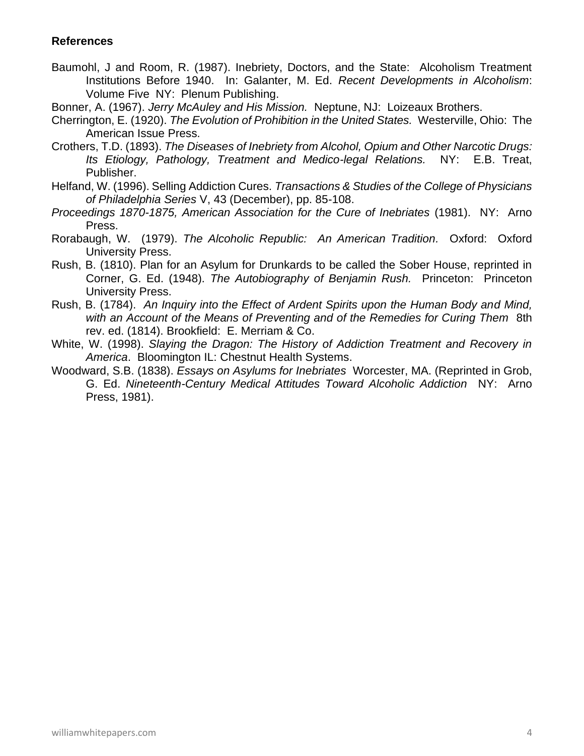**References**

Baumohl, J and Room, R. (1987). Inebriety, Doctors, and the State: Alcoholism Treatment Institutions Before 1940. In: Galanter, M. Ed. *Recent Developments in Alcoholism*: Volume Five NY: Plenum Publishing.

Bonner, A. (1967). *Jerry McAuley and His Mission.* Neptune, NJ: Loizeaux Brothers.

Cherrington, E. (1920). *The Evolution of Prohibition in the United States.* Westerville, Ohio: The American Issue Press.

Crothers, T.D. (1893). *The Diseases of Inebriety from Alcohol, Opium and Other Narcotic Drugs: Its Etiology, Pathology, Treatment and Medico-legal Relations.* NY: E.B. Treat, Publisher.

Helfand, W. (1996). Selling Addiction Cures. *Transactions & Studies of the College of Physicians of Philadelphia Series* V, 43 (December), pp. 85-108.

*Proceedings 1870-1875, American Association for the Cure of Inebriates* (1981). NY: Arno Press.

Rorabaugh, W. (1979). *The Alcoholic Republic: An American Tradition.* Oxford: Oxford University Press.

Rush, B. (1810). Plan for an Asylum for Drunkards to be called the Sober House, reprinted in Corner, G. Ed. (1948). *The Autobiography of Benjamin Rush.* Princeton: Princeton University Press.

Rush, B. (1784). *An Inquiry into the Effect of Ardent Spirits upon the Human Body and Mind, with an Account of the Means of Preventing and of the Remedies for Curing Them* 8th rev. ed. (1814). Brookfield: E. Merriam & Co.

White, W. (1998). *Slaying the Dragon: The History of Addiction Treatment and Recovery in America*. Bloomington IL: Chestnut Health Systems.

Woodward, S.B. (1838). *Essays on Asylums for Inebriates* Worcester, MA. (Reprinted in Grob, G. Ed. *Nineteenth-Century Medical Attitudes Toward Alcoholic Addiction* NY: Arno Press, 1981).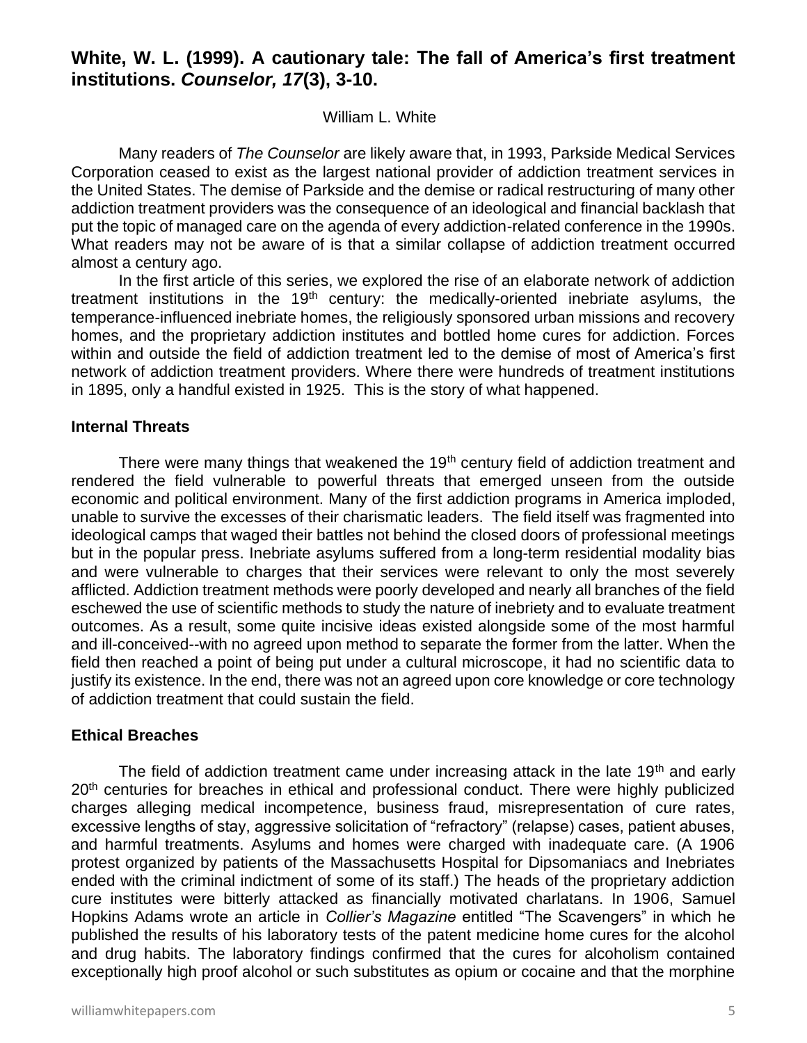## White, W. L. (1999). A cautionary tale: The fall of America's first treatment institutions. *Counselor, 17*(3), 3-10.

William L. White

Many readers of *The Counselor* are likely aware that, in 1993, Parkside Medical Services Corporation ceased to exist as the largest national provider of addiction treatment services in the United States. The demise of Parkside and the demise or radical restructuring of many other addiction treatment providers was the consequence of an ideological and financial backlash that put the topic of managed care on the agenda of every addiction-related conference in the 1990s. What readers may not be aware of is that a similar collapse of addiction treatment occurred almost a century ago.

In the first article of this series, we explored the rise of an elaborate network of addiction treatment institutions in the 19th century: the medically-oriented inebriate asylums, the temperance-influenced inebriate homes, the religiously sponsored urban missions and recovery homes, and the proprietary addiction institutes and bottled home cures for addiction. Forces within and outside the field of addiction treatment led to the demise of most of America's first network of addiction treatment providers. Where there were hundreds of treatment institutions in 1895, only a handful existed in 1925. This is the story of what happened.

### Internal Threats

There were many things that weakened the 19th century field of addiction treatment and rendered the field vulnerable to powerful threats that emerged unseen from the outside economic and political environment. Many of the first addiction programs in America imploded, unable to survive the excesses of their charismatic leaders. The field itself was fragmented into ideological camps that waged their battles not behind the closed doors of professional meetings but in the popular press. Inebriate asylums suffered from a long-term residential modality bias and were vulnerable to charges that their services were relevant to only the most severely afflicted. Addiction treatment methods were poorly developed and nearly all branches of the field eschewed the use of scientific methods to study the nature of inebriety and to evaluate treatment outcomes. As a result, some quite incisive ideas existed alongside some of the most harmful and ill-conceived--with no agreed upon method to separate the former from the latter. When the field then reached a point of being put under a cultural microscope, it had no scientific data to justify its existence. In the end, there was not an agreed upon core knowledge or core technology of addiction treatment that could sustain the field.

### Ethical Breaches

The field of addiction treatment came under increasing attack in the late 19th and early 20th centuries for breaches in ethical and professional conduct. There were highly publicized charges alleging medical incompetence, business fraud, misrepresentation of cure rates, excessive lengths of stay, aggressive solicitation of "refractory" (relapse) cases, patient abuses, and harmful treatments. Asylums and homes were charged with inadequate care. (A 1906 protest organized by patients of the Massachusetts Hospital for Dipsomaniacs and Inebriates ended with the criminal indictment of some of its staff.) The heads of the proprietary addiction cure institutes were bitterly attacked as financially motivated charlatans. In 1906, Samuel Hopkins Adams wrote an article in *Collier's Magazine* entitled "The Scavengers" in which he published the results of his laboratory tests of the patent medicine home cures for the alcohol and drug habits. The laboratory findings confirmed that the cures for alcoholism contained exceptionally high proof alcohol or such substitutes as opium or cocaine and that the morphine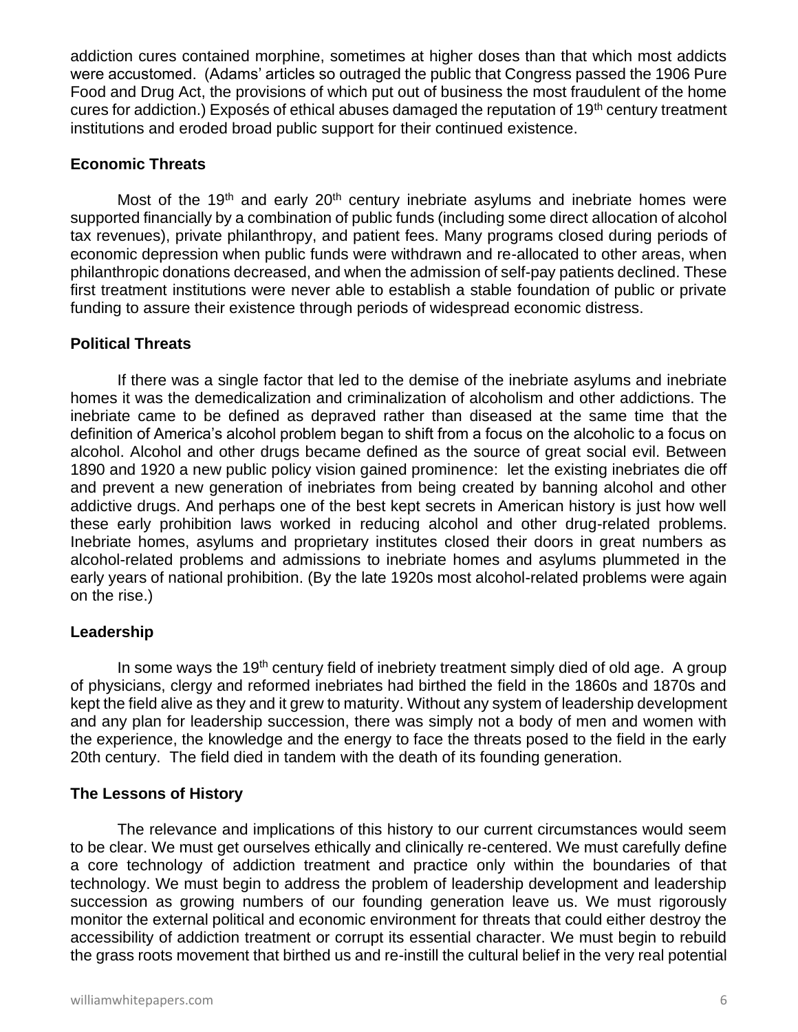addiction cures contained morphine, sometimes at higher doses than that which most addicts were accustomed. (Adams' articles so outraged the public that Congress passed the 1906 Pure Food and Drug Act, the provisions of which put out of business the most fraudulent of the home cures for addiction.) Exposés of ethical abuses damaged the reputation of 19th century treatment institutions and eroded broad public support for their continued existence.

**Economic Threats**

Most of the 19th and early 20th century inebriate asylums and inebriate homes were supported financially by a combination of public funds (including some direct allocation of alcohol tax revenues), private philanthropy, and patient fees. Many programs closed during periods of economic depression when public funds were withdrawn and re-allocated to other areas, when philanthropic donations decreased, and when the admission of self-pay patients declined. These first treatment institutions were never able to establish a stable foundation of public or private funding to assure their existence through periods of widespread economic distress.

**Political Threats**

If there was a single factor that led to the demise of the inebriate asylums and inebriate homes it was the demedicalization and criminalization of alcoholism and other addictions. The inebriate came to be defined as depraved rather than diseased at the same time that the definition of America's alcohol problem began to shift from a focus on the alcoholic to a focus on alcohol. Alcohol and other drugs became defined as the source of great social evil. Between 1890 and 1920 a new public policy vision gained prominence: let the existing inebriates die off and prevent a new generation of inebriates from being created by banning alcohol and other addictive drugs. And perhaps one of the best kept secrets in American history is just how well these early prohibition laws worked in reducing alcohol and other drug-related problems. Inebriate homes, asylums and proprietary institutes closed their doors in great numbers as alcohol-related problems and admissions to inebriate homes and asylums plummeted in the early years of national prohibition. (By the late 1920s most alcohol-related problems were again on the rise.)

**Leadership**

In some ways the 19th century field of inebriety treatment simply died of old age. A group of physicians, clergy and reformed inebriates had birthed the field in the 1860s and 1870s and kept the field alive as they and it grew to maturity. Without any system of leadership development and any plan for leadership succession, there was simply not a body of men and women with the experience, the knowledge and the energy to face the threats posed to the field in the early 20th century. The field died in tandem with the death of its founding generation.

**The Lessons of History**

The relevance and implications of this history to our current circumstances would seem to be clear. We must get ourselves ethically and clinically re-centered. We must carefully define a core technology of addiction treatment and practice only within the boundaries of that technology. We must begin to address the problem of leadership development and leadership succession as growing numbers of our founding generation leave us. We must rigorously monitor the external political and economic environment for threats that could either destroy the accessibility of addiction treatment or corrupt its essential character. We must begin to rebuild the grass roots movement that birthed us and re-instill the cultural belief in the very real potential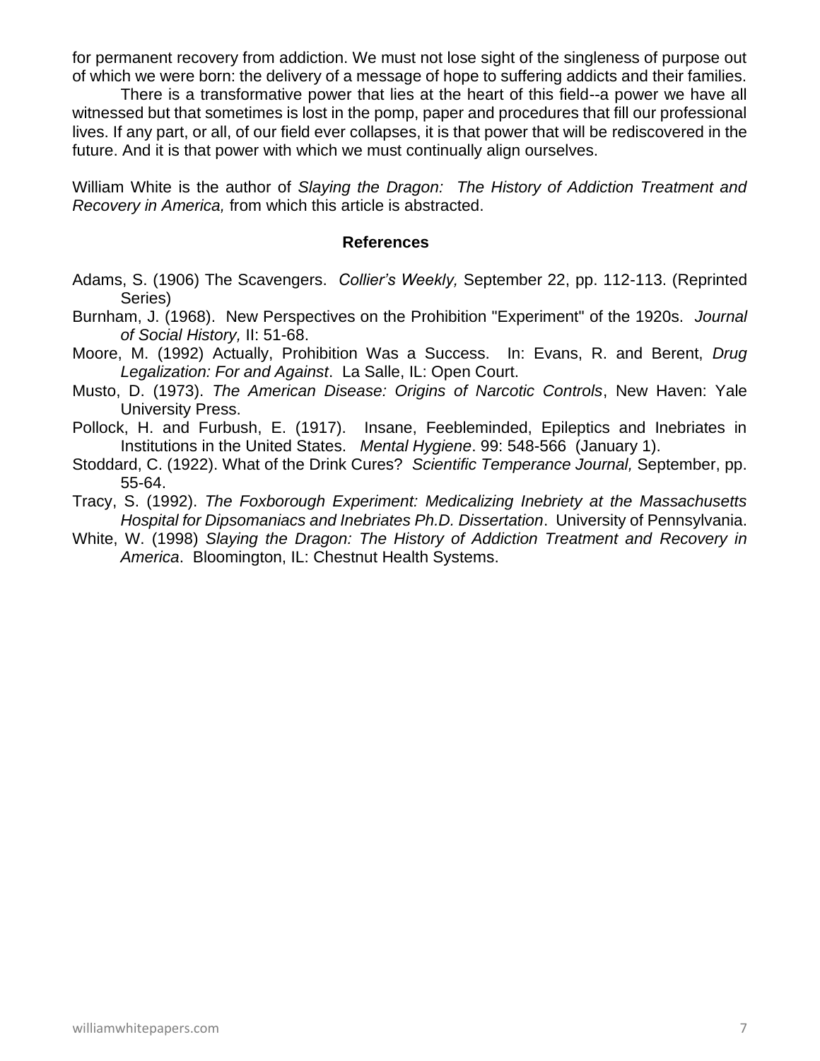for permanent recovery from addiction. We must not lose sight of the singleness of purpose out of which we were born: the delivery of a message of hope to suffering addicts and their families.

There is a transformative power that lies at the heart of this field--a power we have all witnessed but that sometimes is lost in the pomp, paper and procedures that fill our professional lives. If any part, or all, of our field ever collapses, it is that power that will be rediscovered in the future. And it is that power with which we must continually align ourselves.

William White is the author of *Slaying the Dragon: The History of Addiction Treatment and Recovery in America,* from which this article is abstracted.

**References**

Adams, S. (1906) The Scavengers. *Collier's Weekly,* September 22, pp. 112-113. (Reprinted Series)

Burnham, J. (1968). New Perspectives on the Prohibition "Experiment" of the 1920s. *Journal of Social History,* II: 51-68.

Moore, M. (1992) Actually, Prohibition Was a Success. In: Evans, R. and Berent, *Drug Legalization: For and Against*. La Salle, IL: Open Court.

Musto, D. (1973). *The American Disease: Origins of Narcotic Controls*, New Haven: Yale University Press.

Pollock, H. and Furbush, E. (1917). Insane, Feebleminded, Epileptics and Inebriates in Institutions in the United States. *Mental Hygiene*. 99: 548-566 (January 1).

Stoddard, C. (1922). What of the Drink Cures? *Scientific Temperance Journal,* September, pp. 55-64.

Tracy, S. (1992). *The Foxborough Experiment: Medicalizing Inebriety at the Massachusetts Hospital for Dipsomaniacs and Inebriates Ph.D. Dissertation*. University of Pennsylvania.

White, W. (1998) *Slaying the Dragon: The History of Addiction Treatment and Recovery in America*. Bloomington, IL: Chestnut Health Systems.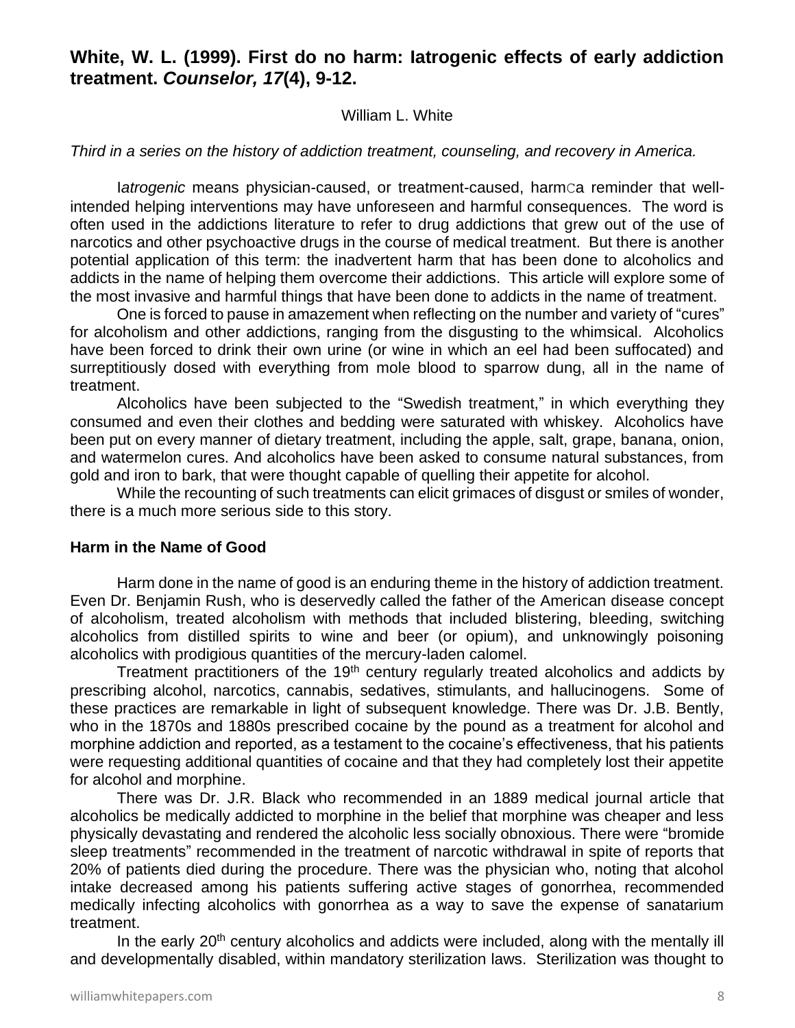## White, W. L. (1999). First do no harm: Iatrogenic effects of early addiction treatment. *Counselor, 17*(4), 9-12.

William L. White

*Third in a series on the history of addiction treatment, counseling, and recovery in America.*

I*atrogenic* means physician-caused, or treatment-caused, harmCa reminder that well-intended helping interventions may have unforeseen and harmful consequences. The word is often used in the addictions literature to refer to drug addictions that grew out of the use of narcotics and other psychoactive drugs in the course of medical treatment. But there is another potential application of this term: the inadvertent harm that has been done to alcoholics and addicts in the name of helping them overcome their addictions. This article will explore some of the most invasive and harmful things that have been done to addicts in the name of treatment.

One is forced to pause in amazement when reflecting on the number and variety of "cures" for alcoholism and other addictions, ranging from the disgusting to the whimsical. Alcoholics have been forced to drink their own urine (or wine in which an eel had been suffocated) and surreptitiously dosed with everything from mole blood to sparrow dung, all in the name of treatment.

Alcoholics have been subjected to the "Swedish treatment," in which everything they consumed and even their clothes and bedding were saturated with whiskey. Alcoholics have been put on every manner of dietary treatment, including the apple, salt, grape, banana, onion, and watermelon cures. And alcoholics have been asked to consume natural substances, from gold and iron to bark, that were thought capable of quelling their appetite for alcohol.

While the recounting of such treatments can elicit grimaces of disgust or smiles of wonder, there is a much more serious side to this story.

### Harm in the Name of Good

Harm done in the name of good is an enduring theme in the history of addiction treatment. Even Dr. Benjamin Rush, who is deservedly called the father of the American disease concept of alcoholism, treated alcoholism with methods that included blistering, bleeding, switching alcoholics from distilled spirits to wine and beer (or opium), and unknowingly poisoning alcoholics with prodigious quantities of the mercury-laden calomel.

Treatment practitioners of the 19th century regularly treated alcoholics and addicts by prescribing alcohol, narcotics, cannabis, sedatives, stimulants, and hallucinogens. Some of these practices are remarkable in light of subsequent knowledge. There was Dr. J.B. Bently, who in the 1870s and 1880s prescribed cocaine by the pound as a treatment for alcohol and morphine addiction and reported, as a testament to the cocaine's effectiveness, that his patients were requesting additional quantities of cocaine and that they had completely lost their appetite for alcohol and morphine.

There was Dr. J.R. Black who recommended in an 1889 medical journal article that alcoholics be medically addicted to morphine in the belief that morphine was cheaper and less physically devastating and rendered the alcoholic less socially obnoxious. There were "bromide sleep treatments" recommended in the treatment of narcotic withdrawal in spite of reports that 20% of patients died during the procedure. There was the physician who, noting that alcohol intake decreased among his patients suffering active stages of gonorrhea, recommended medically infecting alcoholics with gonorrhea as a way to save the expense of sanatarium treatment.

In the early 20th century alcoholics and addicts were included, along with the mentally ill and developmentally disabled, within mandatory sterilization laws. Sterilization was thought to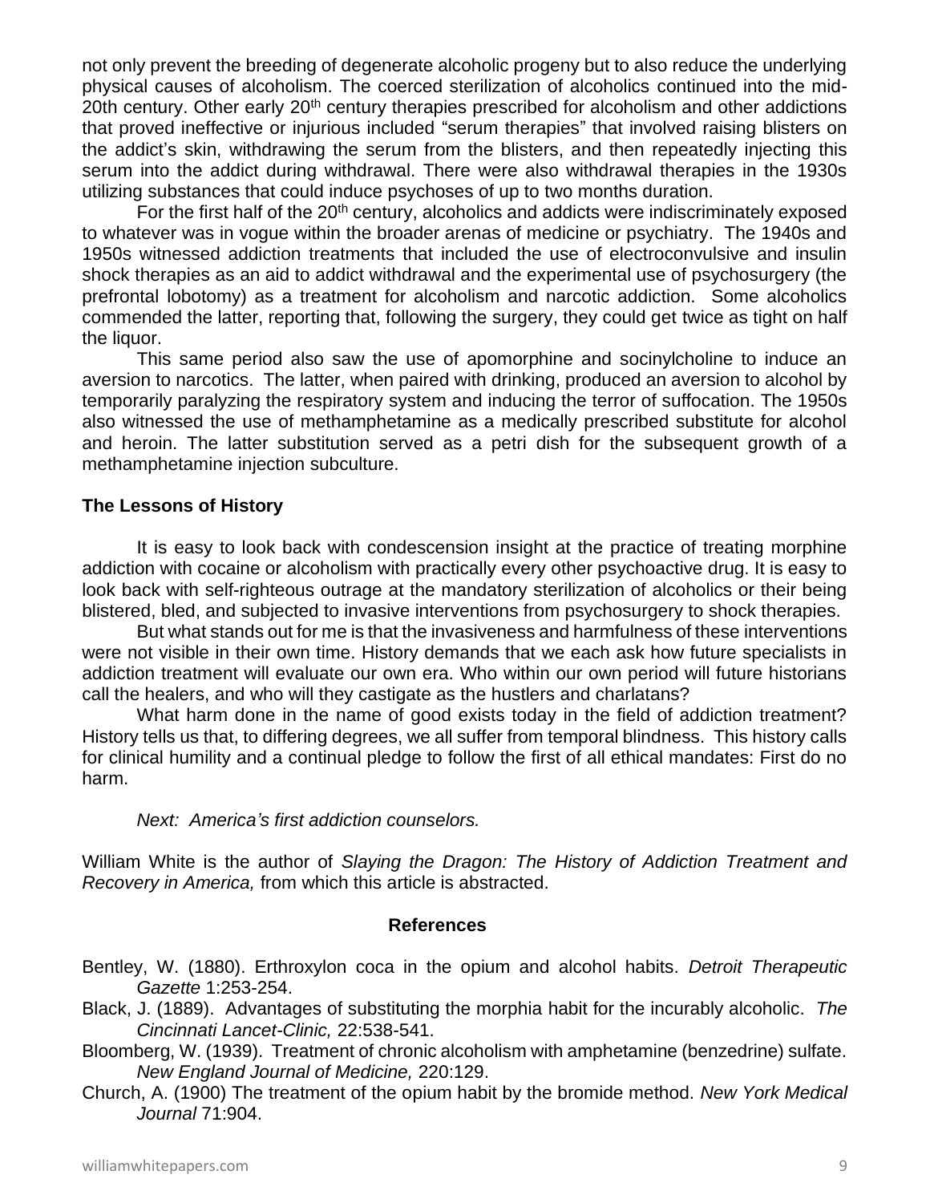not only prevent the breeding of degenerate alcoholic progeny but to also reduce the underlying physical causes of alcoholism. The coerced sterilization of alcoholics continued into the mid-20th century. Other early 20th century therapies prescribed for alcoholism and other addictions that proved ineffective or injurious included “serum therapies” that involved raising blisters on the addict’s skin, withdrawing the serum from the blisters, and then repeatedly injecting this serum into the addict during withdrawal. There were also withdrawal therapies in the 1930s utilizing substances that could induce psychoses of up to two months duration.

For the first half of the 20th century, alcoholics and addicts were indiscriminately exposed to whatever was in vogue within the broader arenas of medicine or psychiatry. The 1940s and 1950s witnessed addiction treatments that included the use of electroconvulsive and insulin shock therapies as an aid to addict withdrawal and the experimental use of psychosurgery (the prefrontal lobotomy) as a treatment for alcoholism and narcotic addiction. Some alcoholics commended the latter, reporting that, following the surgery, they could get twice as tight on half the liquor.

This same period also saw the use of apomorphine and socinylcholine to induce an aversion to narcotics. The latter, when paired with drinking, produced an aversion to alcohol by temporarily paralyzing the respiratory system and inducing the terror of suffocation. The 1950s also witnessed the use of methamphetamine as a medically prescribed substitute for alcohol and heroin. The latter substitution served as a petri dish for the subsequent growth of a methamphetamine injection subculture.

## The Lessons of History

It is easy to look back with condescension insight at the practice of treating morphine addiction with cocaine or alcoholism with practically every other psychoactive drug. It is easy to look back with self-righteous outrage at the mandatory sterilization of alcoholics or their being blistered, bled, and subjected to invasive interventions from psychosurgery to shock therapies.

But what stands out for me is that the invasiveness and harmfulness of these interventions were not visible in their own time. History demands that we each ask how future specialists in addiction treatment will evaluate our own era. Who within our own period will future historians call the healers, and who will they castigate as the hustlers and charlatans?

What harm done in the name of good exists today in the field of addiction treatment? History tells us that, to differing degrees, we all suffer from temporal blindness. This history calls for clinical humility and a continual pledge to follow the first of all ethical mandates: First do no harm.

*Next: America’s first addiction counselors.*

William White is the author of *Slaying the Dragon: The History of Addiction Treatment and Recovery in America,* from which this article is abstracted.

### References

Bentley, W. (1880). Erthroxylon coca in the opium and alcohol habits. *Detroit Therapeutic Gazette* 1:253-254.

Black, J. (1889). Advantages of substituting the morphia habit for the incurably alcoholic. *The Cincinnati Lancet-Clinic,* 22:538-541.

Bloomberg, W. (1939). Treatment of chronic alcoholism with amphetamine (benzedrine) sulfate. *New England Journal of Medicine,* 220:129.

Church, A. (1900) The treatment of the opium habit by the bromide method. *New York Medical Journal* 71:904.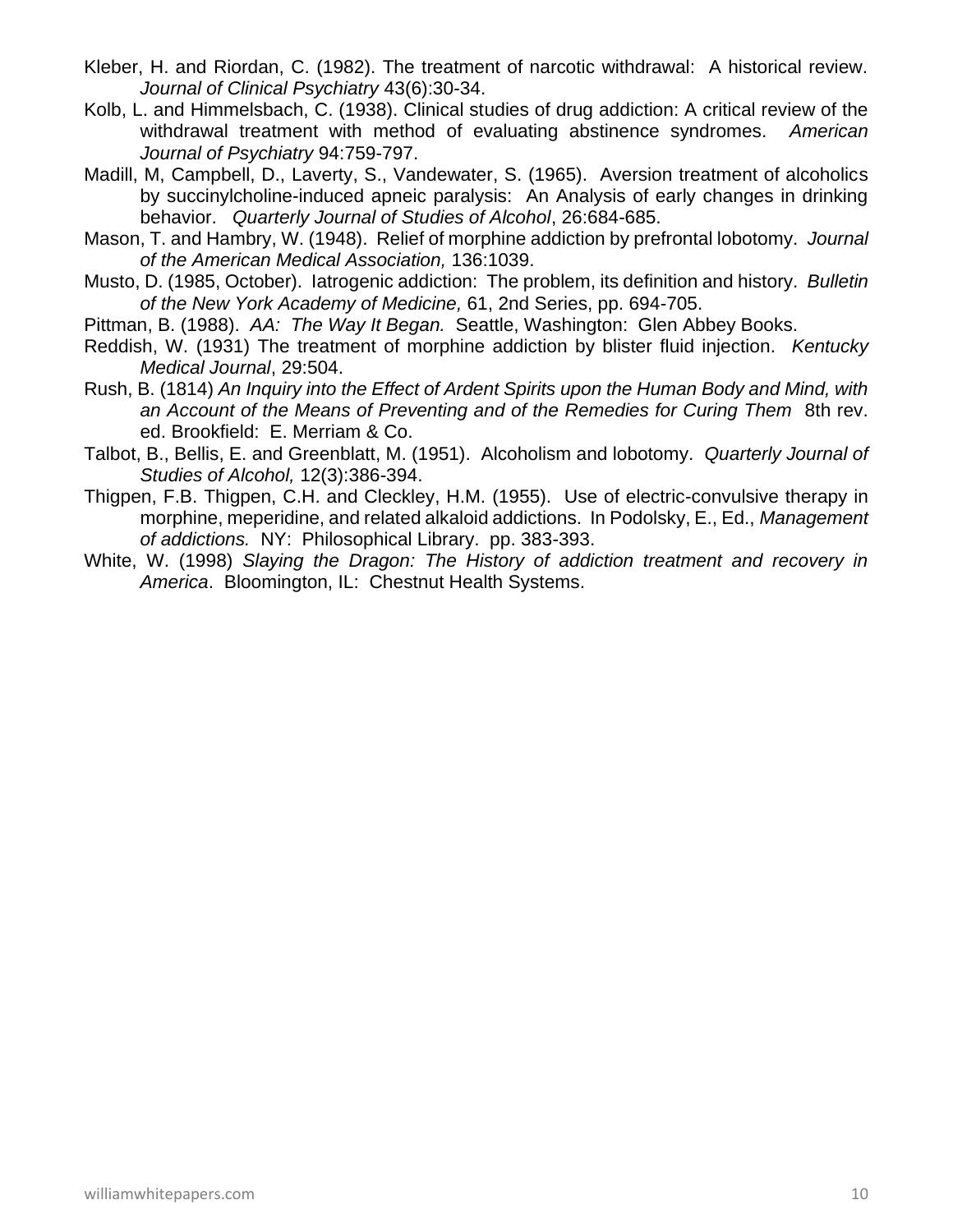Kleber, H. and Riordan, C. (1982). The treatment of narcotic withdrawal: A historical review. *Journal of Clinical Psychiatry* 43(6):30-34.

Kolb, L. and Himmelsbach, C. (1938). Clinical studies of drug addiction: A critical review of the withdrawal treatment with method of evaluating abstinence syndromes. *American Journal of Psychiatry* 94:759-797.

Madill, M, Campbell, D., Laverty, S., Vandewater, S. (1965). Aversion treatment of alcoholics by succinylcholine-induced apneic paralysis: An Analysis of early changes in drinking behavior. *Quarterly Journal of Studies of Alcohol*, 26:684-685.

Mason, T. and Hambry, W. (1948). Relief of morphine addiction by prefrontal lobotomy. *Journal of the American Medical Association,* 136:1039.

Musto, D. (1985, October). Iatrogenic addiction: The problem, its definition and history. *Bulletin of the New York Academy of Medicine,* 61, 2nd Series, pp. 694-705.

Pittman, B. (1988). *AA: The Way It Began.* Seattle, Washington: Glen Abbey Books.

Reddish, W. (1931) The treatment of morphine addiction by blister fluid injection. *Kentucky Medical Journal*, 29:504.

Rush, B. (1814) *An Inquiry into the Effect of Ardent Spirits upon the Human Body and Mind, with an Account of the Means of Preventing and of the Remedies for Curing Them* 8th rev. ed. Brookfield: E. Merriam & Co.

Talbot, B., Bellis, E. and Greenblatt, M. (1951). Alcoholism and lobotomy. *Quarterly Journal of Studies of Alcohol,* 12(3):386-394.

Thigpen, F.B. Thigpen, C.H. and Cleckley, H.M. (1955). Use of electric-convulsive therapy in morphine, meperidine, and related alkaloid addictions. In Podolsky, E., Ed., *Management of addictions.* NY: Philosophical Library. pp. 383-393.

White, W. (1998) *Slaying the Dragon: The History of addiction treatment and recovery in America*. Bloomington, IL: Chestnut Health Systems.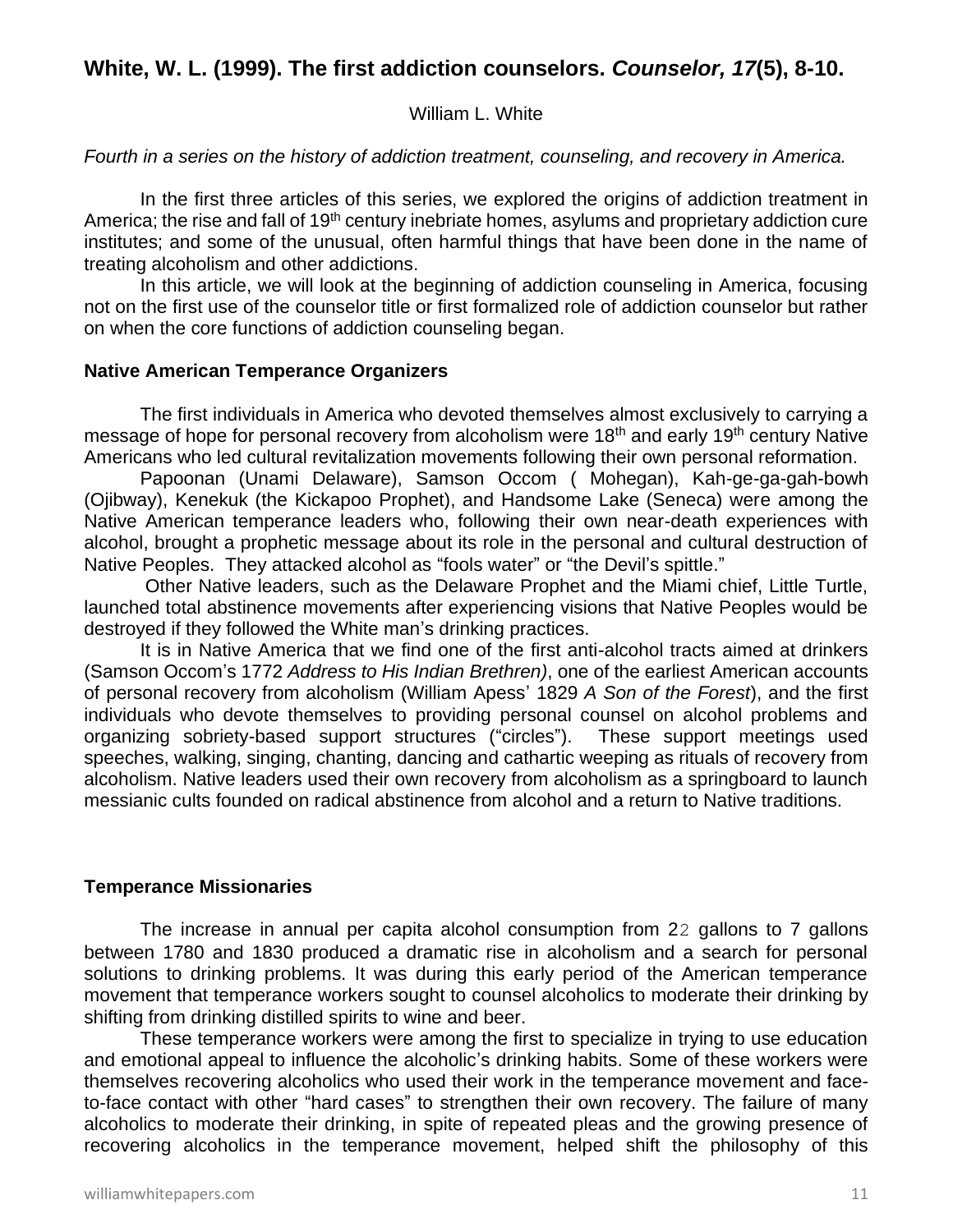## White, W. L. (1999). The first addiction counselors. *Counselor, 17*(5), 8-10.

William L. White

*Fourth in a series on the history of addiction treatment, counseling, and recovery in America.*

In the first three articles of this series, we explored the origins of addiction treatment in America; the rise and fall of 19th century inebriate homes, asylums and proprietary addiction cure institutes; and some of the unusual, often harmful things that have been done in the name of treating alcoholism and other addictions.

In this article, we will look at the beginning of addiction counseling in America, focusing not on the first use of the counselor title or first formalized role of addiction counselor but rather on when the core functions of addiction counseling began.

### Native American Temperance Organizers

The first individuals in America who devoted themselves almost exclusively to carrying a message of hope for personal recovery from alcoholism were 18th and early 19th century Native Americans who led cultural revitalization movements following their own personal reformation.

Papoonan (Unami Delaware), Samson Occom ( Mohegan), Kah-ge-ga-gah-bowh (Ojibway), Kenekuk (the Kickapoo Prophet), and Handsome Lake (Seneca) were among the Native American temperance leaders who, following their own near-death experiences with alcohol, brought a prophetic message about its role in the personal and cultural destruction of Native Peoples. They attacked alcohol as "fools water" or "the Devil's spittle."

Other Native leaders, such as the Delaware Prophet and the Miami chief, Little Turtle, launched total abstinence movements after experiencing visions that Native Peoples would be destroyed if they followed the White man's drinking practices.

It is in Native America that we find one of the first anti-alcohol tracts aimed at drinkers (Samson Occom's 1772 *Address to His Indian Brethren)*, one of the earliest American accounts of personal recovery from alcoholism (William Apess' 1829 *A Son of the Forest*), and the first individuals who devote themselves to providing personal counsel on alcohol problems and organizing sobriety-based support structures ("circles"). These support meetings used speeches, walking, singing, chanting, dancing and cathartic weeping as rituals of recovery from alcoholism. Native leaders used their own recovery from alcoholism as a springboard to launch messianic cults founded on radical abstinence from alcohol and a return to Native traditions.

### Temperance Missionaries

The increase in annual per capita alcohol consumption from 22 gallons to 7 gallons between 1780 and 1830 produced a dramatic rise in alcoholism and a search for personal solutions to drinking problems. It was during this early period of the American temperance movement that temperance workers sought to counsel alcoholics to moderate their drinking by shifting from drinking distilled spirits to wine and beer.

These temperance workers were among the first to specialize in trying to use education and emotional appeal to influence the alcoholic's drinking habits. Some of these workers were themselves recovering alcoholics who used their work in the temperance movement and face-to-face contact with other "hard cases" to strengthen their own recovery. The failure of many alcoholics to moderate their drinking, in spite of repeated pleas and the growing presence of recovering alcoholics in the temperance movement, helped shift the philosophy of this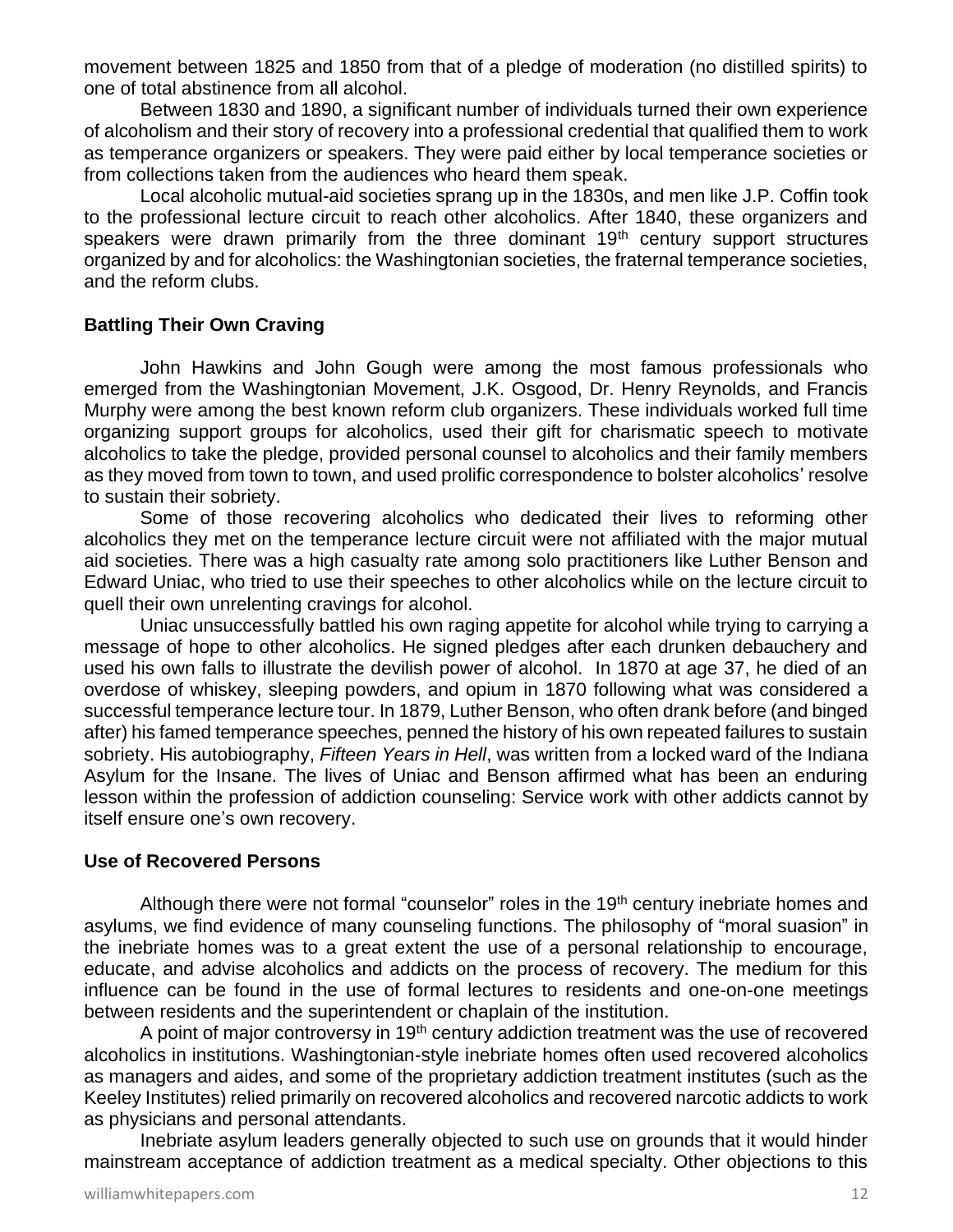movement between 1825 and 1850 from that of a pledge of moderation (no distilled spirits) to one of total abstinence from all alcohol.

Between 1830 and 1890, a significant number of individuals turned their own experience of alcoholism and their story of recovery into a professional credential that qualified them to work as temperance organizers or speakers. They were paid either by local temperance societies or from collections taken from the audiences who heard them speak.

Local alcoholic mutual-aid societies sprang up in the 1830s, and men like J.P. Coffin took to the professional lecture circuit to reach other alcoholics. After 1840, these organizers and speakers were drawn primarily from the three dominant 19th century support structures organized by and for alcoholics: the Washingtonian societies, the fraternal temperance societies, and the reform clubs.

### Battling Their Own Craving

John Hawkins and John Gough were among the most famous professionals who emerged from the Washingtonian Movement, J.K. Osgood, Dr. Henry Reynolds, and Francis Murphy were among the best known reform club organizers. These individuals worked full time organizing support groups for alcoholics, used their gift for charismatic speech to motivate alcoholics to take the pledge, provided personal counsel to alcoholics and their family members as they moved from town to town, and used prolific correspondence to bolster alcoholics' resolve to sustain their sobriety.

Some of those recovering alcoholics who dedicated their lives to reforming other alcoholics they met on the temperance lecture circuit were not affiliated with the major mutual aid societies. There was a high casualty rate among solo practitioners like Luther Benson and Edward Uniac, who tried to use their speeches to other alcoholics while on the lecture circuit to quell their own unrelenting cravings for alcohol.

Uniac unsuccessfully battled his own raging appetite for alcohol while trying to carrying a message of hope to other alcoholics. He signed pledges after each drunken debauchery and used his own falls to illustrate the devilish power of alcohol. In 1870 at age 37, he died of an overdose of whiskey, sleeping powders, and opium in 1870 following what was considered a successful temperance lecture tour. In 1879, Luther Benson, who often drank before (and binged after) his famed temperance speeches, penned the history of his own repeated failures to sustain sobriety. His autobiography, *Fifteen Years in Hell*, was written from a locked ward of the Indiana Asylum for the Insane. The lives of Uniac and Benson affirmed what has been an enduring lesson within the profession of addiction counseling: Service work with other addicts cannot by itself ensure one's own recovery.

### Use of Recovered Persons

Although there were not formal "counselor" roles in the 19th century inebriate homes and asylums, we find evidence of many counseling functions. The philosophy of "moral suasion" in the inebriate homes was to a great extent the use of a personal relationship to encourage, educate, and advise alcoholics and addicts on the process of recovery. The medium for this influence can be found in the use of formal lectures to residents and one-on-one meetings between residents and the superintendent or chaplain of the institution.

A point of major controversy in 19th century addiction treatment was the use of recovered alcoholics in institutions. Washingtonian-style inebriate homes often used recovered alcoholics as managers and aides, and some of the proprietary addiction treatment institutes (such as the Keeley Institutes) relied primarily on recovered alcoholics and recovered narcotic addicts to work as physicians and personal attendants.

Inebriate asylum leaders generally objected to such use on grounds that it would hinder mainstream acceptance of addiction treatment as a medical specialty. Other objections to this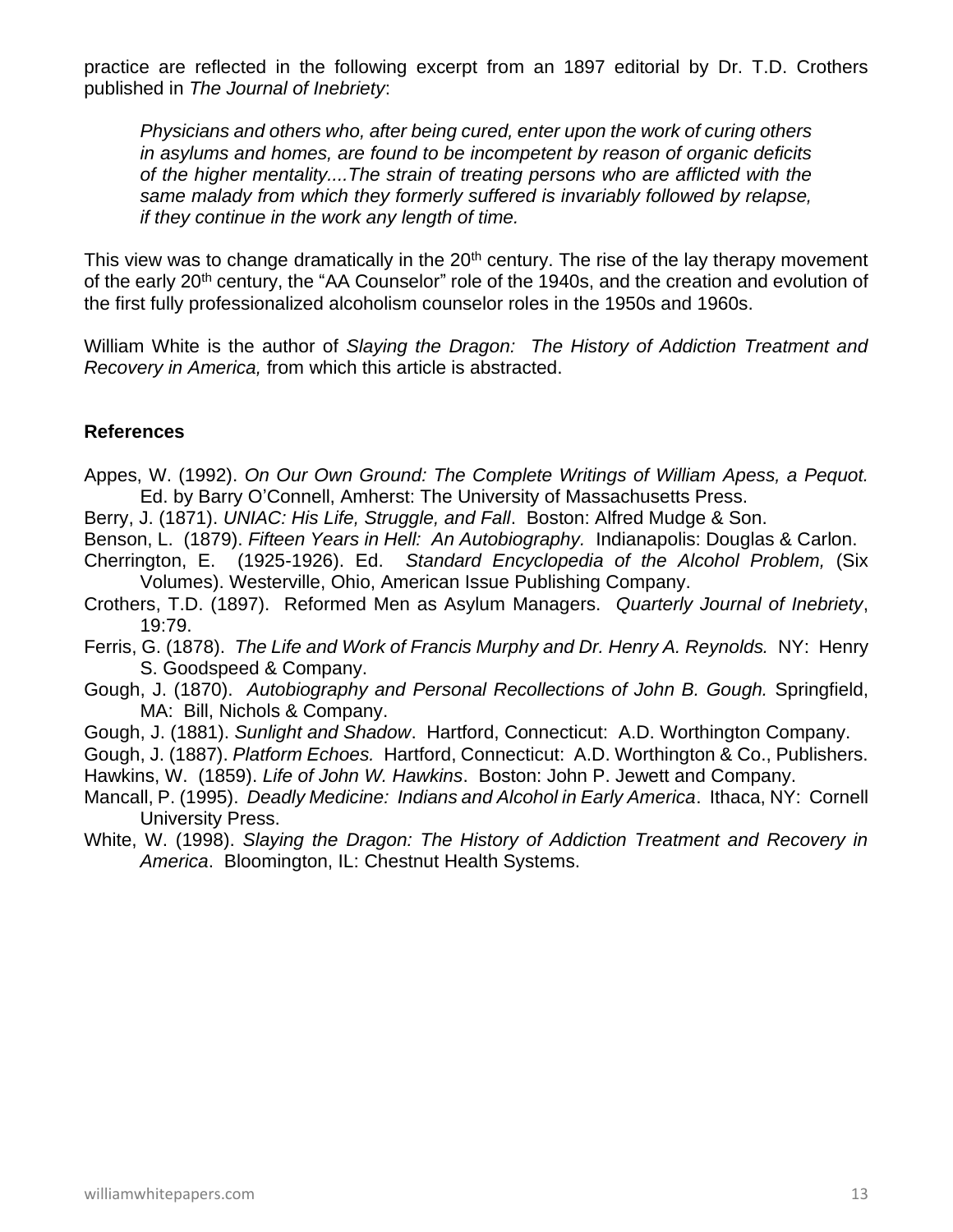practice are reflected in the following excerpt from an 1897 editorial by Dr. T.D. Crothers published in *The Journal of Inebriety*:

> *Physicians and others who, after being cured, enter upon the work of curing others in asylums and homes, are found to be incompetent by reason of organic deficits of the higher mentality....The strain of treating persons who are afflicted with the same malady from which they formerly suffered is invariably followed by relapse, if they continue in the work any length of time.*

This view was to change dramatically in the 20th century. The rise of the lay therapy movement of the early 20th century, the "AA Counselor" role of the 1940s, and the creation and evolution of the first fully professionalized alcoholism counselor roles in the 1950s and 1960s.

William White is the author of *Slaying the Dragon: The History of Addiction Treatment and Recovery in America,* from which this article is abstracted.

**References**

Appes, W. (1992). *On Our Own Ground: The Complete Writings of William Apess, a Pequot.* Ed. by Barry O'Connell, Amherst: The University of Massachusetts Press.

Berry, J. (1871). *UNIAC: His Life, Struggle, and Fall*. Boston: Alfred Mudge & Son.

Benson, L. (1879). *Fifteen Years in Hell: An Autobiography.* Indianapolis: Douglas & Carlon.

Cherrington, E. (1925-1926). Ed. *Standard Encyclopedia of the Alcohol Problem,* (Six Volumes). Westerville, Ohio, American Issue Publishing Company.

Crothers, T.D. (1897). Reformed Men as Asylum Managers. *Quarterly Journal of Inebriety*, 19:79.

Ferris, G. (1878). *The Life and Work of Francis Murphy and Dr. Henry A. Reynolds.* NY: Henry S. Goodspeed & Company.

Gough, J. (1870). *Autobiography and Personal Recollections of John B. Gough.* Springfield, MA: Bill, Nichols & Company.

Gough, J. (1881). *Sunlight and Shadow*. Hartford, Connecticut: A.D. Worthington Company.

Gough, J. (1887). *Platform Echoes.* Hartford, Connecticut: A.D. Worthington & Co., Publishers.

Hawkins, W. (1859). *Life of John W. Hawkins*. Boston: John P. Jewett and Company.

Mancall, P. (1995). *Deadly Medicine: Indians and Alcohol in Early America*. Ithaca, NY: Cornell University Press.

White, W. (1998). *Slaying the Dragon: The History of Addiction Treatment and Recovery in America*. Bloomington, IL: Chestnut Health Systems.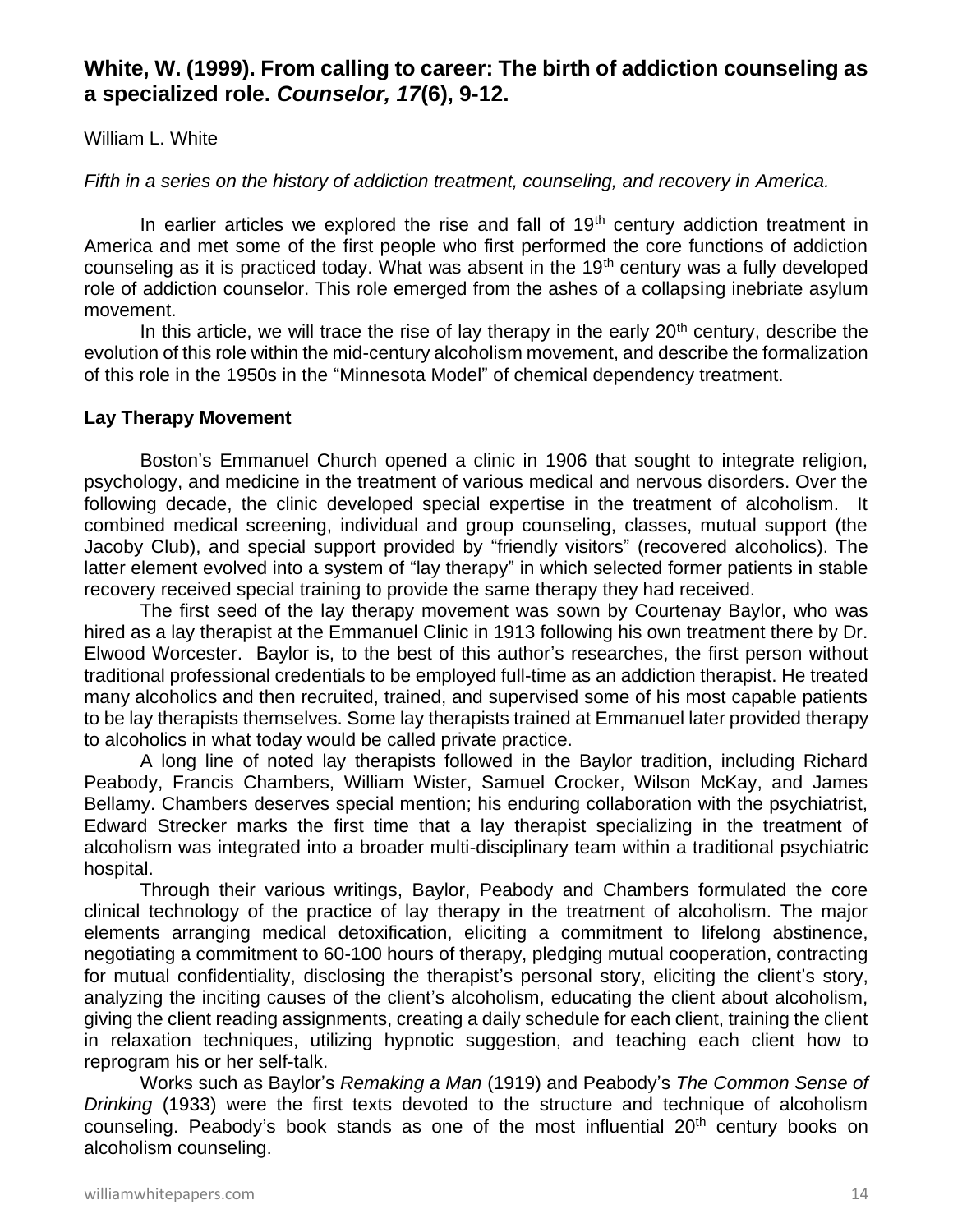## White, W. (1999). From calling to career: The birth of addiction counseling as a specialized role. *Counselor, 17*(6), 9-12.

William L. White

*Fifth in a series on the history of addiction treatment, counseling, and recovery in America.*

In earlier articles we explored the rise and fall of 19th century addiction treatment in America and met some of the first people who first performed the core functions of addiction counseling as it is practiced today. What was absent in the 19th century was a fully developed role of addiction counselor. This role emerged from the ashes of a collapsing inebriate asylum movement.

In this article, we will trace the rise of lay therapy in the early 20th century, describe the evolution of this role within the mid-century alcoholism movement, and describe the formalization of this role in the 1950s in the "Minnesota Model" of chemical dependency treatment.

### Lay Therapy Movement

Boston's Emmanuel Church opened a clinic in 1906 that sought to integrate religion, psychology, and medicine in the treatment of various medical and nervous disorders. Over the following decade, the clinic developed special expertise in the treatment of alcoholism. It combined medical screening, individual and group counseling, classes, mutual support (the Jacoby Club), and special support provided by "friendly visitors" (recovered alcoholics). The latter element evolved into a system of "lay therapy" in which selected former patients in stable recovery received special training to provide the same therapy they had received.

The first seed of the lay therapy movement was sown by Courtenay Baylor, who was hired as a lay therapist at the Emmanuel Clinic in 1913 following his own treatment there by Dr. Elwood Worcester. Baylor is, to the best of this author's researches, the first person without traditional professional credentials to be employed full-time as an addiction therapist. He treated many alcoholics and then recruited, trained, and supervised some of his most capable patients to be lay therapists themselves. Some lay therapists trained at Emmanuel later provided therapy to alcoholics in what today would be called private practice.

A long line of noted lay therapists followed in the Baylor tradition, including Richard Peabody, Francis Chambers, William Wister, Samuel Crocker, Wilson McKay, and James Bellamy. Chambers deserves special mention; his enduring collaboration with the psychiatrist, Edward Strecker marks the first time that a lay therapist specializing in the treatment of alcoholism was integrated into a broader multi-disciplinary team within a traditional psychiatric hospital.

Through their various writings, Baylor, Peabody and Chambers formulated the core clinical technology of the practice of lay therapy in the treatment of alcoholism. The major elements arranging medical detoxification, eliciting a commitment to lifelong abstinence, negotiating a commitment to 60-100 hours of therapy, pledging mutual cooperation, contracting for mutual confidentiality, disclosing the therapist's personal story, eliciting the client's story, analyzing the inciting causes of the client's alcoholism, educating the client about alcoholism, giving the client reading assignments, creating a daily schedule for each client, training the client in relaxation techniques, utilizing hypnotic suggestion, and teaching each client how to reprogram his or her self-talk.

Works such as Baylor's *Remaking a Man* (1919) and Peabody's *The Common Sense of Drinking* (1933) were the first texts devoted to the structure and technique of alcoholism counseling. Peabody's book stands as one of the most influential 20th century books on alcoholism counseling.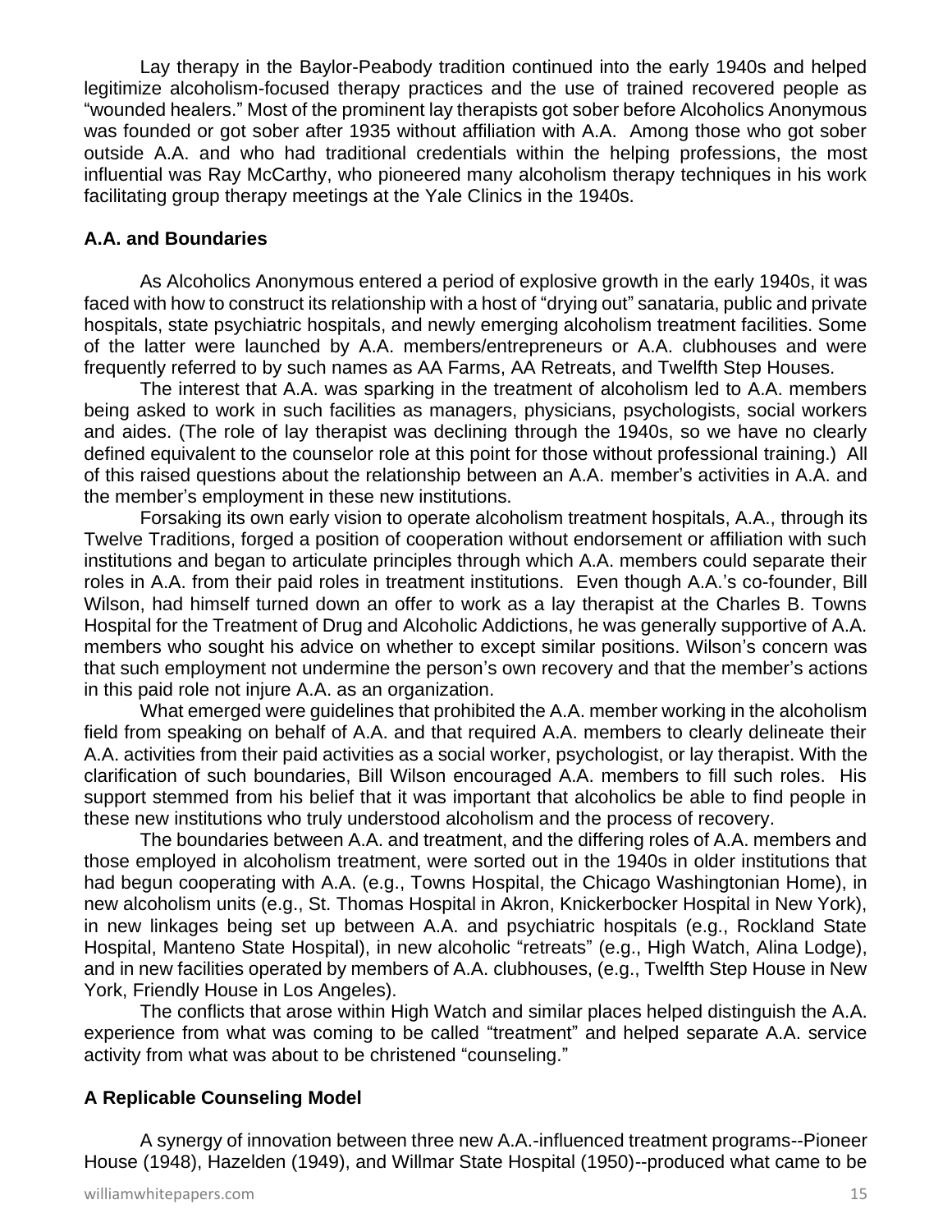Lay therapy in the Baylor-Peabody tradition continued into the early 1940s and helped legitimize alcoholism-focused therapy practices and the use of trained recovered people as "wounded healers." Most of the prominent lay therapists got sober before Alcoholics Anonymous was founded or got sober after 1935 without affiliation with A.A. Among those who got sober outside A.A. and who had traditional credentials within the helping professions, the most influential was Ray McCarthy, who pioneered many alcoholism therapy techniques in his work facilitating group therapy meetings at the Yale Clinics in the 1940s.

## A.A. and Boundaries

As Alcoholics Anonymous entered a period of explosive growth in the early 1940s, it was faced with how to construct its relationship with a host of "drying out" sanataria, public and private hospitals, state psychiatric hospitals, and newly emerging alcoholism treatment facilities. Some of the latter were launched by A.A. members/entrepreneurs or A.A. clubhouses and were frequently referred to by such names as AA Farms, AA Retreats, and Twelfth Step Houses.

The interest that A.A. was sparking in the treatment of alcoholism led to A.A. members being asked to work in such facilities as managers, physicians, psychologists, social workers and aides. (The role of lay therapist was declining through the 1940s, so we have no clearly defined equivalent to the counselor role at this point for those without professional training.) All of this raised questions about the relationship between an A.A. member's activities in A.A. and the member's employment in these new institutions.

Forsaking its own early vision to operate alcoholism treatment hospitals, A.A., through its Twelve Traditions, forged a position of cooperation without endorsement or affiliation with such institutions and began to articulate principles through which A.A. members could separate their roles in A.A. from their paid roles in treatment institutions. Even though A.A.'s co-founder, Bill Wilson, had himself turned down an offer to work as a lay therapist at the Charles B. Towns Hospital for the Treatment of Drug and Alcoholic Addictions, he was generally supportive of A.A. members who sought his advice on whether to except similar positions. Wilson's concern was that such employment not undermine the person's own recovery and that the member's actions in this paid role not injure A.A. as an organization.

What emerged were guidelines that prohibited the A.A. member working in the alcoholism field from speaking on behalf of A.A. and that required A.A. members to clearly delineate their A.A. activities from their paid activities as a social worker, psychologist, or lay therapist. With the clarification of such boundaries, Bill Wilson encouraged A.A. members to fill such roles. His support stemmed from his belief that it was important that alcoholics be able to find people in these new institutions who truly understood alcoholism and the process of recovery.

The boundaries between A.A. and treatment, and the differing roles of A.A. members and those employed in alcoholism treatment, were sorted out in the 1940s in older institutions that had begun cooperating with A.A. (e.g., Towns Hospital, the Chicago Washingtonian Home), in new alcoholism units (e.g., St. Thomas Hospital in Akron, Knickerbocker Hospital in New York), in new linkages being set up between A.A. and psychiatric hospitals (e.g., Rockland State Hospital, Manteno State Hospital), in new alcoholic "retreats" (e.g., High Watch, Alina Lodge), and in new facilities operated by members of A.A. clubhouses, (e.g., Twelfth Step House in New York, Friendly House in Los Angeles).

The conflicts that arose within High Watch and similar places helped distinguish the A.A. experience from what was coming to be called "treatment" and helped separate A.A. service activity from what was about to be christened "counseling."

## A Replicable Counseling Model

A synergy of innovation between three new A.A.-influenced treatment programs--Pioneer House (1948), Hazelden (1949), and Willmar State Hospital (1950)--produced what came to be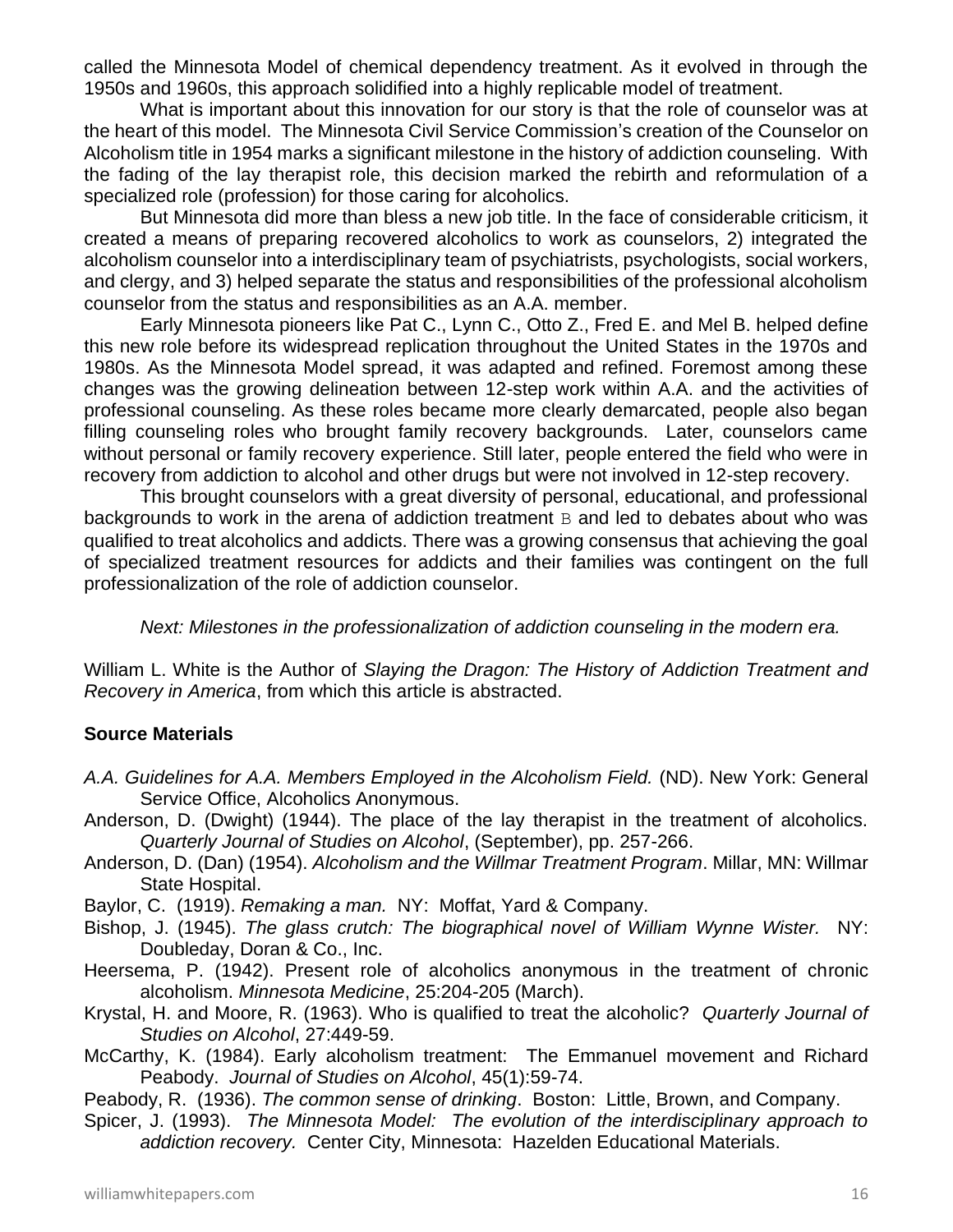called the Minnesota Model of chemical dependency treatment. As it evolved in through the 1950s and 1960s, this approach solidified into a highly replicable model of treatment.

What is important about this innovation for our story is that the role of counselor was at the heart of this model. The Minnesota Civil Service Commission's creation of the Counselor on Alcoholism title in 1954 marks a significant milestone in the history of addiction counseling. With the fading of the lay therapist role, this decision marked the rebirth and reformulation of a specialized role (profession) for those caring for alcoholics.

But Minnesota did more than bless a new job title. In the face of considerable criticism, it created a means of preparing recovered alcoholics to work as counselors, 2) integrated the alcoholism counselor into a interdisciplinary team of psychiatrists, psychologists, social workers, and clergy, and 3) helped separate the status and responsibilities of the professional alcoholism counselor from the status and responsibilities as an A.A. member.

Early Minnesota pioneers like Pat C., Lynn C., Otto Z., Fred E. and Mel B. helped define this new role before its widespread replication throughout the United States in the 1970s and 1980s. As the Minnesota Model spread, it was adapted and refined. Foremost among these changes was the growing delineation between 12-step work within A.A. and the activities of professional counseling. As these roles became more clearly demarcated, people also began filling counseling roles who brought family recovery backgrounds. Later, counselors came without personal or family recovery experience. Still later, people entered the field who were in recovery from addiction to alcohol and other drugs but were not involved in 12-step recovery.

This brought counselors with a great diversity of personal, educational, and professional backgrounds to work in the arena of addiction treatment B and led to debates about who was qualified to treat alcoholics and addicts. There was a growing consensus that achieving the goal of specialized treatment resources for addicts and their families was contingent on the full professionalization of the role of addiction counselor.

*Next: Milestones in the professionalization of addiction counseling in the modern era.*

William L. White is the Author of *Slaying the Dragon: The History of Addiction Treatment and Recovery in America*, from which this article is abstracted.

**Source Materials**

*A.A. Guidelines for A.A. Members Employed in the Alcoholism Field.* (ND). New York: General Service Office, Alcoholics Anonymous.

Anderson, D. (Dwight) (1944). The place of the lay therapist in the treatment of alcoholics. *Quarterly Journal of Studies on Alcohol*, (September), pp. 257-266.

Anderson, D. (Dan) (1954). *Alcoholism and the Willmar Treatment Program*. Millar, MN: Willmar State Hospital.

Baylor, C. (1919). *Remaking a man.* NY: Moffat, Yard & Company.

Bishop, J. (1945). *The glass crutch: The biographical novel of William Wynne Wister.* NY: Doubleday, Doran & Co., Inc.

Heersema, P. (1942). Present role of alcoholics anonymous in the treatment of chronic alcoholism. *Minnesota Medicine*, 25:204-205 (March).

Krystal, H. and Moore, R. (1963). Who is qualified to treat the alcoholic? *Quarterly Journal of Studies on Alcohol*, 27:449-59.

McCarthy, K. (1984). Early alcoholism treatment: The Emmanuel movement and Richard Peabody. *Journal of Studies on Alcohol*, 45(1):59-74.

Peabody, R. (1936). *The common sense of drinking*. Boston: Little, Brown, and Company.

Spicer, J. (1993). *The Minnesota Model: The evolution of the interdisciplinary approach to addiction recovery.* Center City, Minnesota: Hazelden Educational Materials.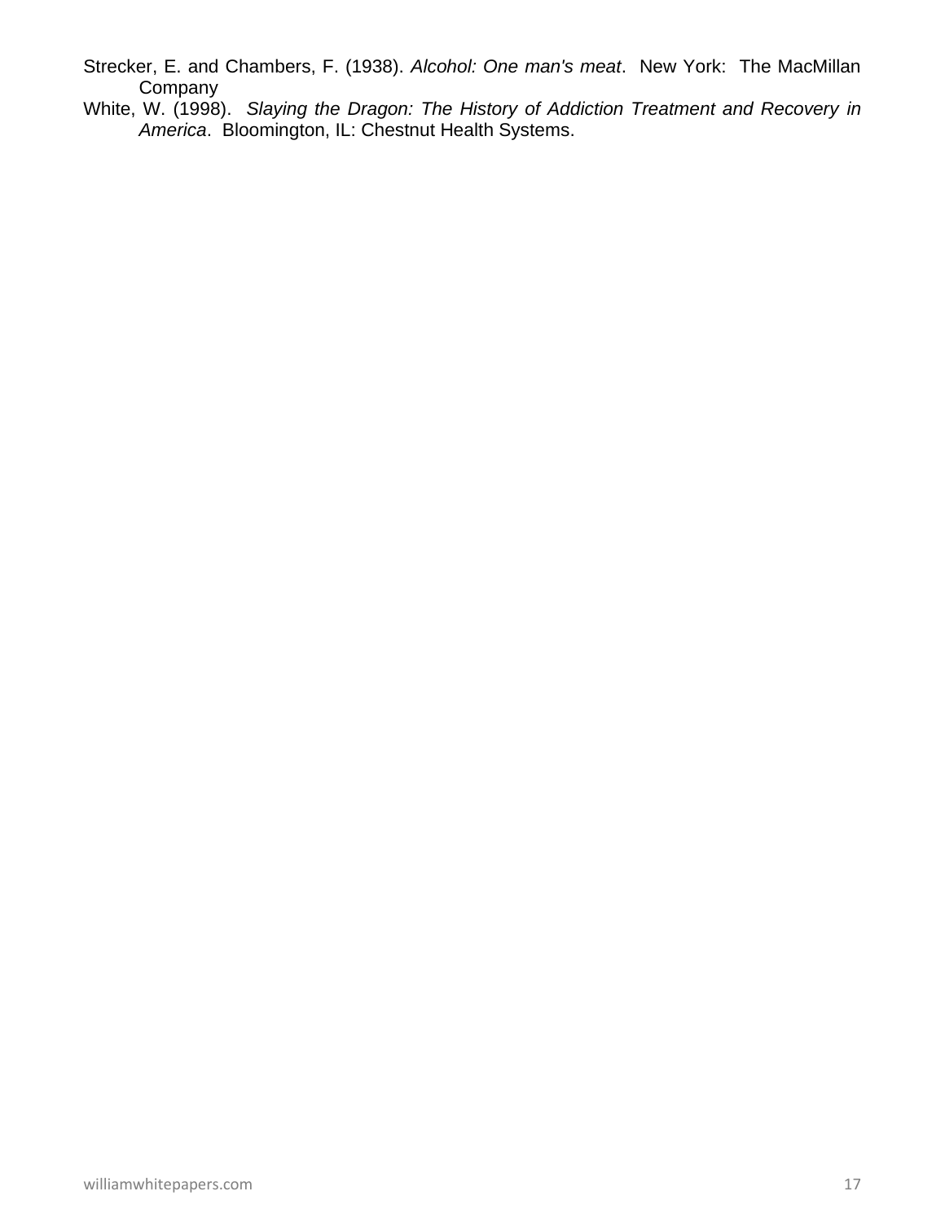Strecker, E. and Chambers, F. (1938). *Alcohol: One man's meat*. New York: The MacMillan Company

White, W. (1998). *Slaying the Dragon: The History of Addiction Treatment and Recovery in America*. Bloomington, IL: Chestnut Health Systems.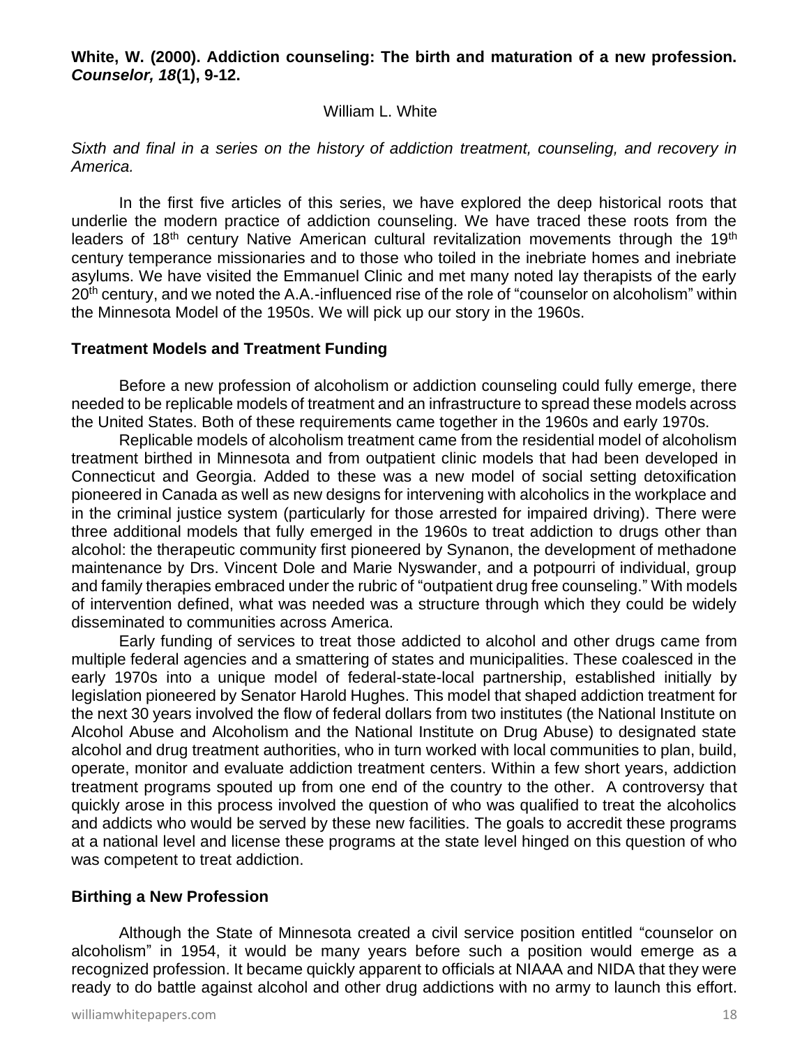**White, W. (2000). Addiction counseling: The birth and maturation of a new profession. *Counselor, 18*(1), 9-12.**

William L. White

*Sixth and final in a series on the history of addiction treatment, counseling, and recovery in America.*

In the first five articles of this series, we have explored the deep historical roots that underlie the modern practice of addiction counseling. We have traced these roots from the leaders of 18th century Native American cultural revitalization movements through the 19th century temperance missionaries and to those who toiled in the inebriate homes and inebriate asylums. We have visited the Emmanuel Clinic and met many noted lay therapists of the early 20th century, and we noted the A.A.-influenced rise of the role of "counselor on alcoholism" within the Minnesota Model of the 1950s. We will pick up our story in the 1960s.

**Treatment Models and Treatment Funding**

Before a new profession of alcoholism or addiction counseling could fully emerge, there needed to be replicable models of treatment and an infrastructure to spread these models across the United States. Both of these requirements came together in the 1960s and early 1970s.

Replicable models of alcoholism treatment came from the residential model of alcoholism treatment birthed in Minnesota and from outpatient clinic models that had been developed in Connecticut and Georgia. Added to these was a new model of social setting detoxification pioneered in Canada as well as new designs for intervening with alcoholics in the workplace and in the criminal justice system (particularly for those arrested for impaired driving). There were three additional models that fully emerged in the 1960s to treat addiction to drugs other than alcohol: the therapeutic community first pioneered by Synanon, the development of methadone maintenance by Drs. Vincent Dole and Marie Nyswander, and a potpourri of individual, group and family therapies embraced under the rubric of "outpatient drug free counseling." With models of intervention defined, what was needed was a structure through which they could be widely disseminated to communities across America.

Early funding of services to treat those addicted to alcohol and other drugs came from multiple federal agencies and a smattering of states and municipalities. These coalesced in the early 1970s into a unique model of federal-state-local partnership, established initially by legislation pioneered by Senator Harold Hughes. This model that shaped addiction treatment for the next 30 years involved the flow of federal dollars from two institutes (the National Institute on Alcohol Abuse and Alcoholism and the National Institute on Drug Abuse) to designated state alcohol and drug treatment authorities, who in turn worked with local communities to plan, build, operate, monitor and evaluate addiction treatment centers. Within a few short years, addiction treatment programs spouted up from one end of the country to the other. A controversy that quickly arose in this process involved the question of who was qualified to treat the alcoholics and addicts who would be served by these new facilities. The goals to accredit these programs at a national level and license these programs at the state level hinged on this question of who was competent to treat addiction.

**Birthing a New Profession**

Although the State of Minnesota created a civil service position entitled "counselor on alcoholism" in 1954, it would be many years before such a position would emerge as a recognized profession. It became quickly apparent to officials at NIAAA and NIDA that they were ready to do battle against alcohol and other drug addictions with no army to launch this effort.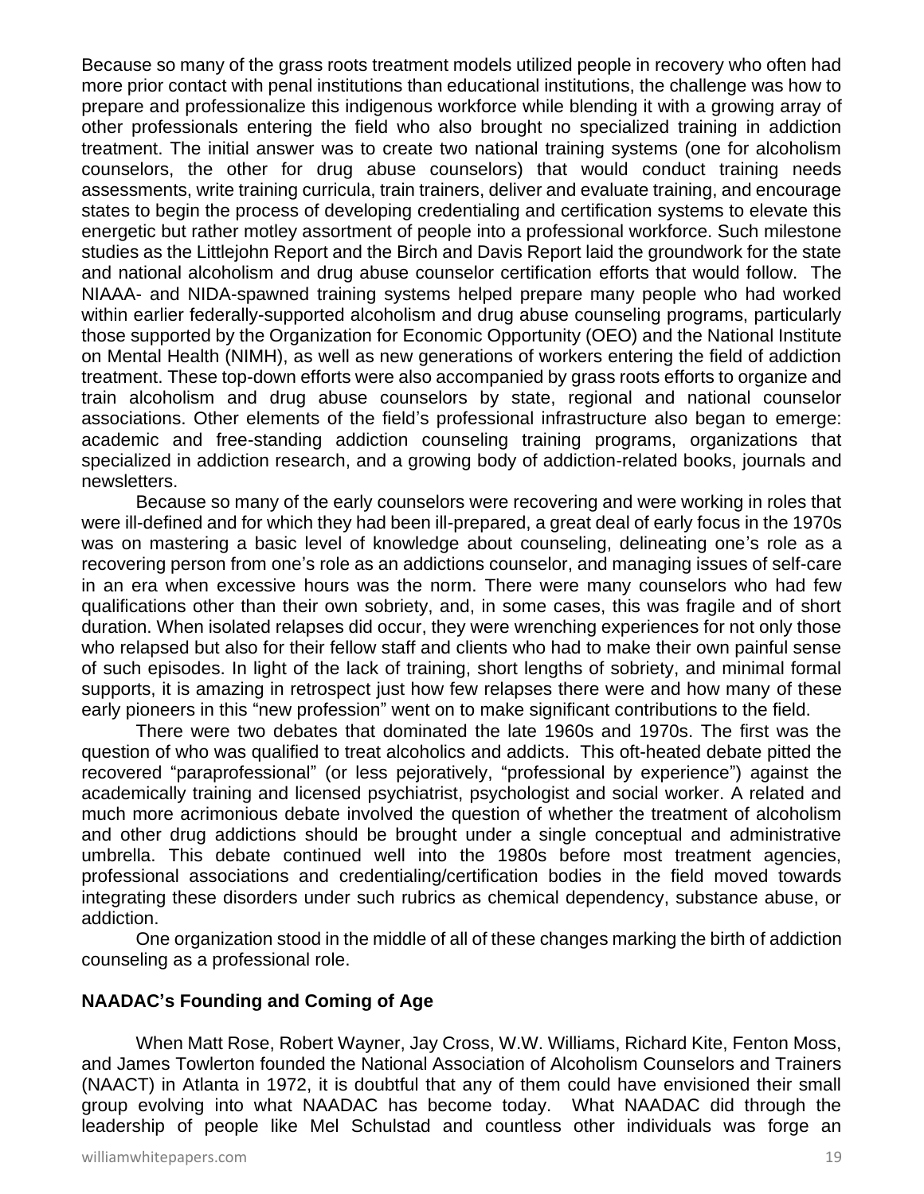Because so many of the grass roots treatment models utilized people in recovery who often had more prior contact with penal institutions than educational institutions, the challenge was how to prepare and professionalize this indigenous workforce while blending it with a growing array of other professionals entering the field who also brought no specialized training in addiction treatment. The initial answer was to create two national training systems (one for alcoholism counselors, the other for drug abuse counselors) that would conduct training needs assessments, write training curricula, train trainers, deliver and evaluate training, and encourage states to begin the process of developing credentialing and certification systems to elevate this energetic but rather motley assortment of people into a professional workforce. Such milestone studies as the Littlejohn Report and the Birch and Davis Report laid the groundwork for the state and national alcoholism and drug abuse counselor certification efforts that would follow. The NIAAA- and NIDA-spawned training systems helped prepare many people who had worked within earlier federally-supported alcoholism and drug abuse counseling programs, particularly those supported by the Organization for Economic Opportunity (OEO) and the National Institute on Mental Health (NIMH), as well as new generations of workers entering the field of addiction treatment. These top-down efforts were also accompanied by grass roots efforts to organize and train alcoholism and drug abuse counselors by state, regional and national counselor associations. Other elements of the field's professional infrastructure also began to emerge: academic and free-standing addiction counseling training programs, organizations that specialized in addiction research, and a growing body of addiction-related books, journals and newsletters.

Because so many of the early counselors were recovering and were working in roles that were ill-defined and for which they had been ill-prepared, a great deal of early focus in the 1970s was on mastering a basic level of knowledge about counseling, delineating one's role as a recovering person from one's role as an addictions counselor, and managing issues of self-care in an era when excessive hours was the norm. There were many counselors who had few qualifications other than their own sobriety, and, in some cases, this was fragile and of short duration. When isolated relapses did occur, they were wrenching experiences for not only those who relapsed but also for their fellow staff and clients who had to make their own painful sense of such episodes. In light of the lack of training, short lengths of sobriety, and minimal formal supports, it is amazing in retrospect just how few relapses there were and how many of these early pioneers in this "new profession" went on to make significant contributions to the field.

There were two debates that dominated the late 1960s and 1970s. The first was the question of who was qualified to treat alcoholics and addicts. This oft-heated debate pitted the recovered "paraprofessional" (or less pejoratively, "professional by experience") against the academically training and licensed psychiatrist, psychologist and social worker. A related and much more acrimonious debate involved the question of whether the treatment of alcoholism and other drug addictions should be brought under a single conceptual and administrative umbrella. This debate continued well into the 1980s before most treatment agencies, professional associations and credentialing/certification bodies in the field moved towards integrating these disorders under such rubrics as chemical dependency, substance abuse, or addiction.

One organization stood in the middle of all of these changes marking the birth of addiction counseling as a professional role.

## NAADAC's Founding and Coming of Age

When Matt Rose, Robert Wayner, Jay Cross, W.W. Williams, Richard Kite, Fenton Moss, and James Towlerton founded the National Association of Alcoholism Counselors and Trainers (NAACT) in Atlanta in 1972, it is doubtful that any of them could have envisioned their small group evolving into what NAADAC has become today. What NAADAC did through the leadership of people like Mel Schulstad and countless other individuals was forge an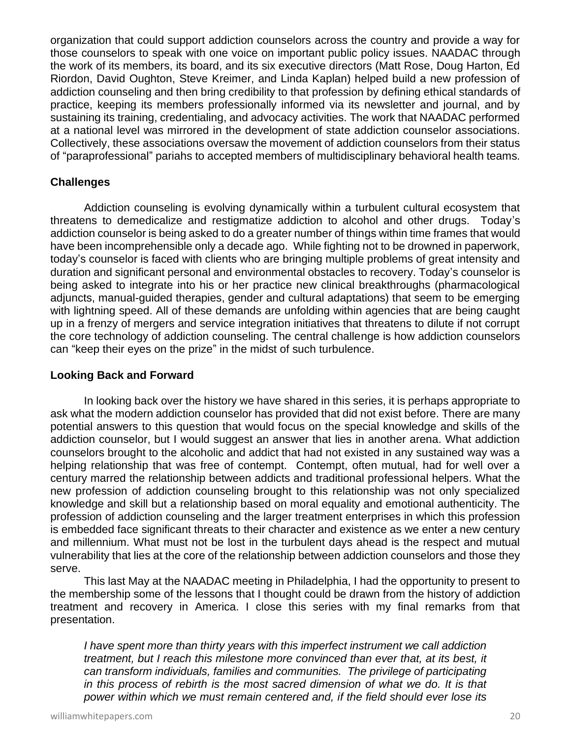organization that could support addiction counselors across the country and provide a way for those counselors to speak with one voice on important public policy issues. NAADAC through the work of its members, its board, and its six executive directors (Matt Rose, Doug Harton, Ed Riordon, David Oughton, Steve Kreimer, and Linda Kaplan) helped build a new profession of addiction counseling and then bring credibility to that profession by defining ethical standards of practice, keeping its members professionally informed via its newsletter and journal, and by sustaining its training, credentialing, and advocacy activities. The work that NAADAC performed at a national level was mirrored in the development of state addiction counselor associations. Collectively, these associations oversaw the movement of addiction counselors from their status of "paraprofessional" pariahs to accepted members of multidisciplinary behavioral health teams.

## Challenges

Addiction counseling is evolving dynamically within a turbulent cultural ecosystem that threatens to demedicalize and restigmatize addiction to alcohol and other drugs. Today's addiction counselor is being asked to do a greater number of things within time frames that would have been incomprehensible only a decade ago. While fighting not to be drowned in paperwork, today's counselor is faced with clients who are bringing multiple problems of great intensity and duration and significant personal and environmental obstacles to recovery. Today's counselor is being asked to integrate into his or her practice new clinical breakthroughs (pharmacological adjuncts, manual-guided therapies, gender and cultural adaptations) that seem to be emerging with lightning speed. All of these demands are unfolding within agencies that are being caught up in a frenzy of mergers and service integration initiatives that threatens to dilute if not corrupt the core technology of addiction counseling. The central challenge is how addiction counselors can "keep their eyes on the prize" in the midst of such turbulence.

## Looking Back and Forward

In looking back over the history we have shared in this series, it is perhaps appropriate to ask what the modern addiction counselor has provided that did not exist before. There are many potential answers to this question that would focus on the special knowledge and skills of the addiction counselor, but I would suggest an answer that lies in another arena. What addiction counselors brought to the alcoholic and addict that had not existed in any sustained way was a helping relationship that was free of contempt. Contempt, often mutual, had for well over a century marred the relationship between addicts and traditional professional helpers. What the new profession of addiction counseling brought to this relationship was not only specialized knowledge and skill but a relationship based on moral equality and emotional authenticity. The profession of addiction counseling and the larger treatment enterprises in which this profession is embedded face significant threats to their character and existence as we enter a new century and millennium. What must not be lost in the turbulent days ahead is the respect and mutual vulnerability that lies at the core of the relationship between addiction counselors and those they serve.

This last May at the NAADAC meeting in Philadelphia, I had the opportunity to present to the membership some of the lessons that I thought could be drawn from the history of addiction treatment and recovery in America. I close this series with my final remarks from that presentation.

> *I have spent more than thirty years with this imperfect instrument we call addiction treatment, but I reach this milestone more convinced than ever that, at its best, it can transform individuals, families and communities. The privilege of participating in this process of rebirth is the most sacred dimension of what we do. It is that power within which we must remain centered and, if the field should ever lose its*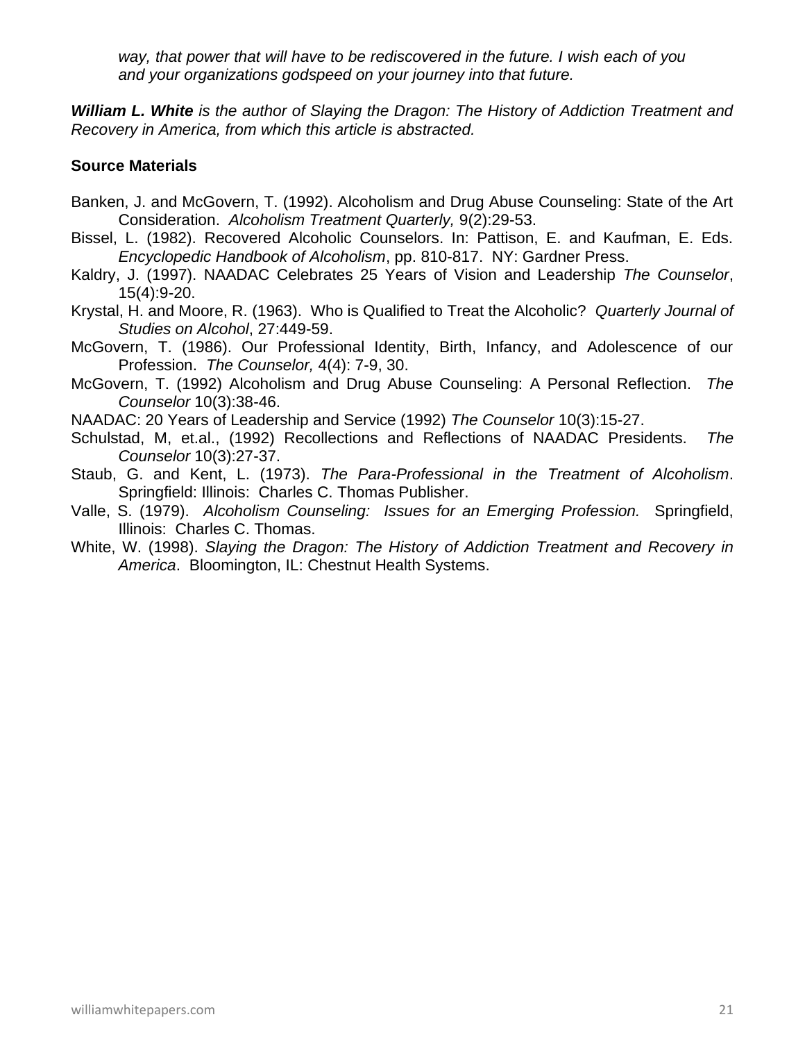*way, that power that will have to be rediscovered in the future. I wish each of you and your organizations godspeed on your journey into that future.*

***William L. White** is the author of Slaying the Dragon: The History of Addiction Treatment and Recovery in America, from which this article is abstracted.*

**Source Materials**

Banken, J. and McGovern, T. (1992). Alcoholism and Drug Abuse Counseling: State of the Art Consideration. *Alcoholism Treatment Quarterly,* 9(2):29-53.

Bissel, L. (1982). Recovered Alcoholic Counselors. In: Pattison, E. and Kaufman, E. Eds. *Encyclopedic Handbook of Alcoholism*, pp. 810-817. NY: Gardner Press.

Kaldry, J. (1997). NAADAC Celebrates 25 Years of Vision and Leadership *The Counselor*, 15(4):9-20.

Krystal, H. and Moore, R. (1963). Who is Qualified to Treat the Alcoholic? *Quarterly Journal of Studies on Alcohol*, 27:449-59.

McGovern, T. (1986). Our Professional Identity, Birth, Infancy, and Adolescence of our Profession. *The Counselor,* 4(4): 7-9, 30.

McGovern, T. (1992) Alcoholism and Drug Abuse Counseling: A Personal Reflection. *The Counselor* 10(3):38-46.

NAADAC: 20 Years of Leadership and Service (1992) *The Counselor* 10(3):15-27.

Schulstad, M, et.al., (1992) Recollections and Reflections of NAADAC Presidents. *The Counselor* 10(3):27-37.

Staub, G. and Kent, L. (1973). *The Para-Professional in the Treatment of Alcoholism*. Springfield: Illinois: Charles C. Thomas Publisher.

Valle, S. (1979). *Alcoholism Counseling: Issues for an Emerging Profession.* Springfield, Illinois: Charles C. Thomas.

White, W. (1998). *Slaying the Dragon: The History of Addiction Treatment and Recovery in America*. Bloomington, IL: Chestnut Health Systems.